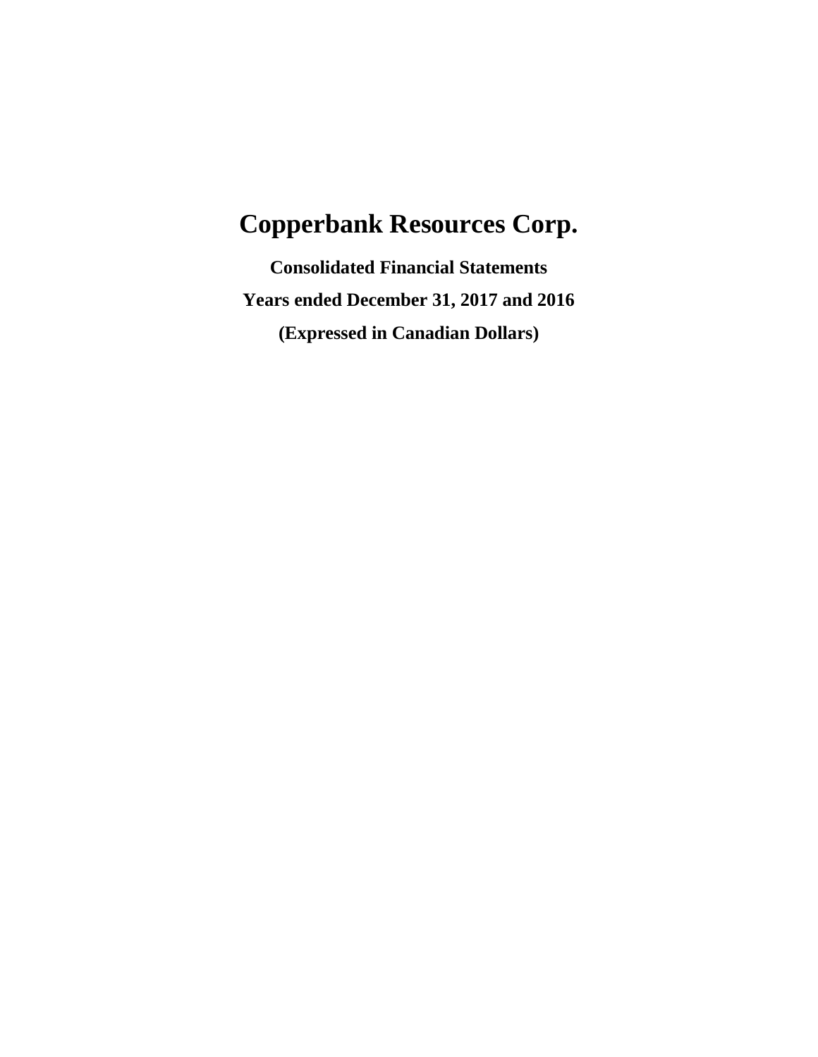# Copperbank Resources Corp.

**Consolidated Financial Statements**

**Years ended December 31, 2017 and 2016**

**(Expressed in Canadian Dollars)**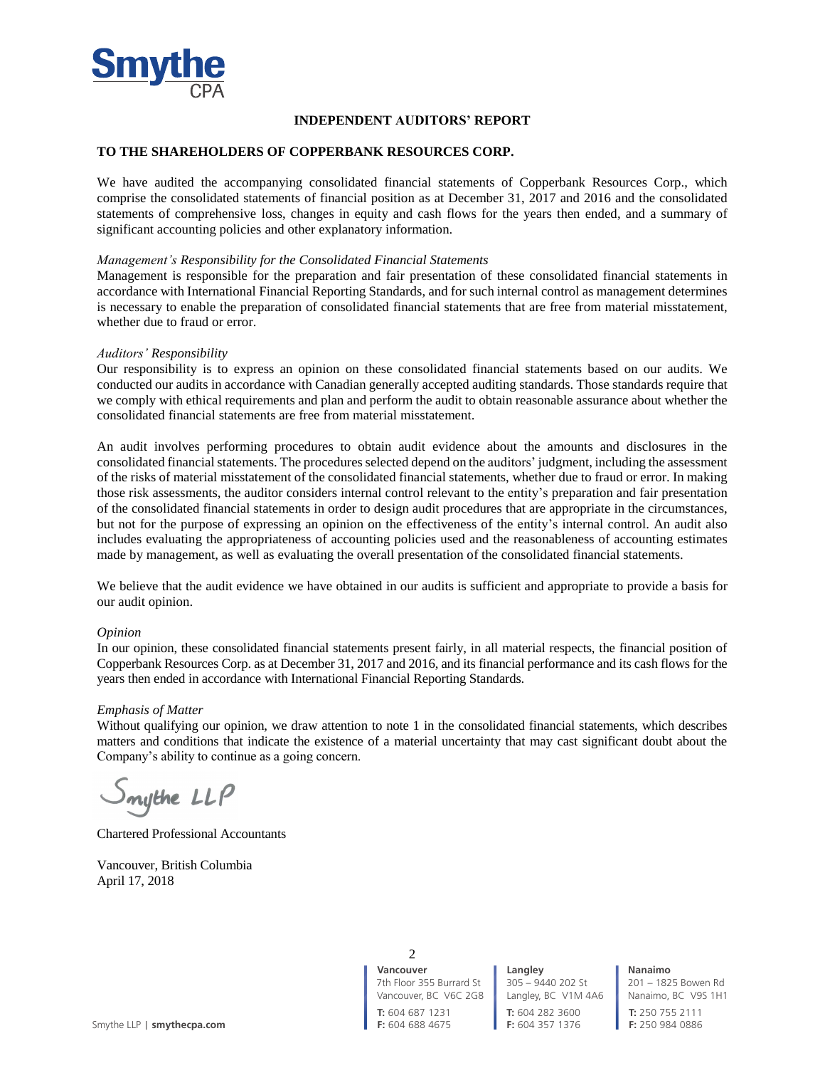Smythe CPA

# INDEPENDENT AUDITORS' REPORT

**TO THE SHAREHOLDERS OF COPPERBANK RESOURCES CORP.**

We have audited the accompanying consolidated financial statements of Copperbank Resources Corp., which comprise the consolidated statements of financial position as at December 31, 2017 and 2016 and the consolidated statements of comprehensive loss, changes in equity and cash flows for the years then ended, and a summary of significant accounting policies and other explanatory information.

*Management's Responsibility for the Consolidated Financial Statements*

Management is responsible for the preparation and fair presentation of these consolidated financial statements in accordance with International Financial Reporting Standards, and for such internal control as management determines is necessary to enable the preparation of consolidated financial statements that are free from material misstatement, whether due to fraud or error.

*Auditors' Responsibility*

Our responsibility is to express an opinion on these consolidated financial statements based on our audits. We conducted our audits in accordance with Canadian generally accepted auditing standards. Those standards require that we comply with ethical requirements and plan and perform the audit to obtain reasonable assurance about whether the consolidated financial statements are free from material misstatement.

An audit involves performing procedures to obtain audit evidence about the amounts and disclosures in the consolidated financial statements. The procedures selected depend on the auditors' judgment, including the assessment of the risks of material misstatement of the consolidated financial statements, whether due to fraud or error. In making those risk assessments, the auditor considers internal control relevant to the entity's preparation and fair presentation of the consolidated financial statements in order to design audit procedures that are appropriate in the circumstances, but not for the purpose of expressing an opinion on the effectiveness of the entity's internal control. An audit also includes evaluating the appropriateness of accounting policies used and the reasonableness of accounting estimates made by management, as well as evaluating the overall presentation of the consolidated financial statements.

We believe that the audit evidence we have obtained in our audits is sufficient and appropriate to provide a basis for our audit opinion.

*Opinion*

In our opinion, these consolidated financial statements present fairly, in all material respects, the financial position of Copperbank Resources Corp. as at December 31, 2017 and 2016, and its financial performance and its cash flows for the years then ended in accordance with International Financial Reporting Standards.

*Emphasis of Matter*

Without qualifying our opinion, we draw attention to note 1 in the consolidated financial statements, which describes matters and conditions that indicate the existence of a material uncertainty that may cast significant doubt about the Company's ability to continue as a going concern.

Smythe LLP

Chartered Professional Accountants

Vancouver, British Columbia
April 17, 2018

**Vancouver**
7th Floor 355 Burrard St
Vancouver, BC V6C 2G8
**T:** 604 687 1231
**F:** 604 688 4675

**Langley**
305 – 9440 202 St
Langley, BC V1M 4A6
**T:** 604 282 3600
**F:** 604 357 1376

**Nanaimo**
201 – 1825 Bowen Rd
Nanaimo, BC V9S 1H1
**T:** 250 755 2111
**F:** 250 984 0886

Smythe LLP | **smythecpa.com**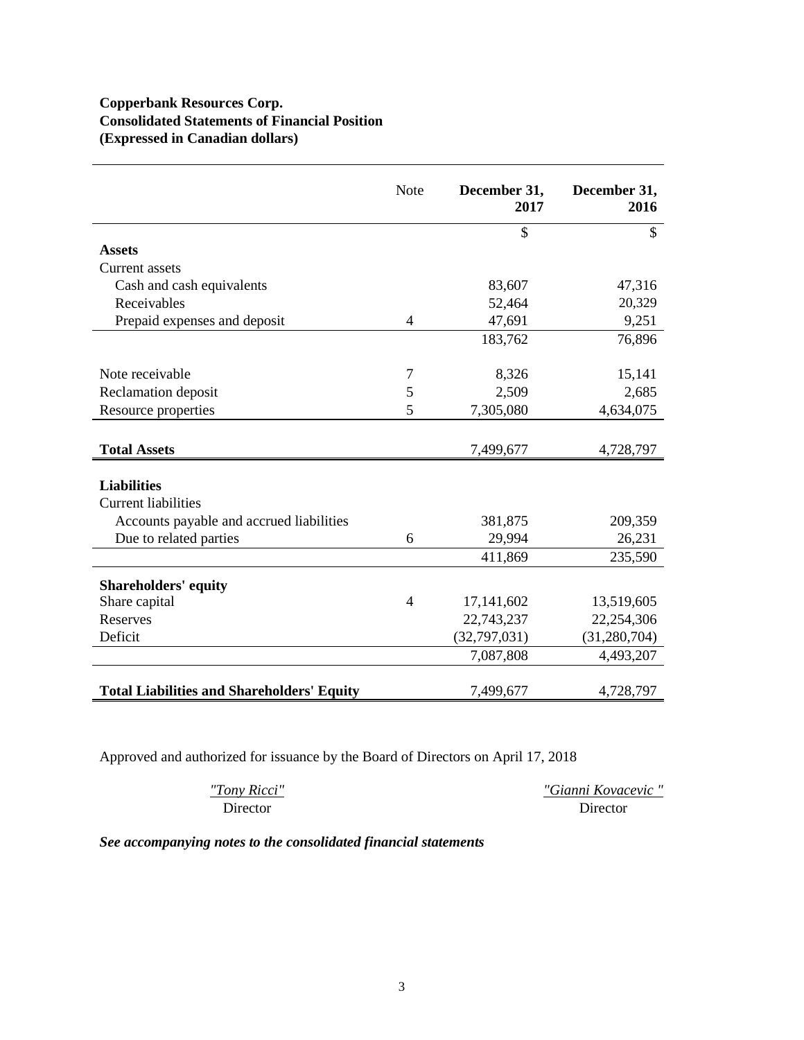**Copperbank Resources Corp.**
**Consolidated Statements of Financial Position**
**(Expressed in Canadian dollars)**

| | Note | December 31, 2017 | December 31, 2016 |
|---|---|---|---|
| | | $ | $ |
| **Assets** | | | |
| Current assets | | | |
| Cash and cash equivalents | | 83,607 | 47,316 |
| Receivables | | 52,464 | 20,329 |
| Prepaid expenses and deposit | 4 | 47,691 | 9,251 |
| | | 183,762 | 76,896 |
| Note receivable | 7 | 8,326 | 15,141 |
| Reclamation deposit | 5 | 2,509 | 2,685 |
| Resource properties | 5 | 7,305,080 | 4,634,075 |
| **Total Assets** | | 7,499,677 | 4,728,797 |
| **Liabilities** | | | |
| Current liabilities | | | |
| Accounts payable and accrued liabilities | | 381,875 | 209,359 |
| Due to related parties | 6 | 29,994 | 26,231 |
| | | 411,869 | 235,590 |
| **Shareholders' equity** | | | |
| Share capital | 4 | 17,141,602 | 13,519,605 |
| Reserves | | 22,743,237 | 22,254,306 |
| Deficit | | (32,797,031) | (31,280,704) |
| | | 7,087,808 | 4,493,207 |
| **Total Liabilities and Shareholders' Equity** | | 7,499,677 | 4,728,797 |

Approved and authorized for issuance by the Board of Directors on April 17, 2018

| *"Tony Ricci"* | *"Gianni Kovacevic "* |
|---|---|
| Director | Director |

***See accompanying notes to the consolidated financial statements***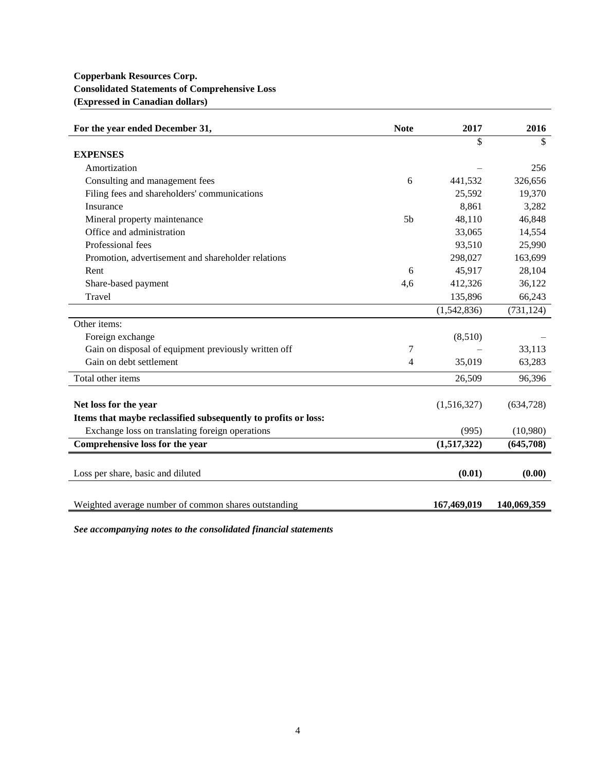**Copperbank Resources Corp.**
**Consolidated Statements of Comprehensive Loss**
**(Expressed in Canadian dollars)**

| For the year ended December 31, | Note | 2017 | 2016 |
|---|---|---|---|
| | | $ | $ |
| **EXPENSES** | | | |
| Amortization | | – | 256 |
| Consulting and management fees | 6 | 441,532 | 326,656 |
| Filing fees and shareholders' communications | | 25,592 | 19,370 |
| Insurance | | 8,861 | 3,282 |
| Mineral property maintenance | 5b | 48,110 | 46,848 |
| Office and administration | | 33,065 | 14,554 |
| Professional fees | | 93,510 | 25,990 |
| Promotion, advertisement and shareholder relations | | 298,027 | 163,699 |
| Rent | 6 | 45,917 | 28,104 |
| Share-based payment | 4,6 | 412,326 | 36,122 |
| Travel | | 135,896 | 66,243 |
| | | (1,542,836) | (731,124) |
| Other items: | | | |
| Foreign exchange | | (8,510) | – |
| Gain on disposal of equipment previously written off | 7 | – | 33,113 |
| Gain on debt settlement | 4 | 35,019 | 63,283 |
| Total other items | | 26,509 | 96,396 |
| **Net loss for the year** | | (1,516,327) | (634,728) |
| **Items that maybe reclassified subsequently to profits or loss:** | | | |
| Exchange loss on translating foreign operations | | (995) | (10,980) |
| **Comprehensive loss for the year** | | **(1,517,322)** | **(645,708)** |
| Loss per share, basic and diluted | | **(0.01)** | **(0.00)** |
| Weighted average number of common shares outstanding | | **167,469,019** | **140,069,359** |

***See accompanying notes to the consolidated financial statements***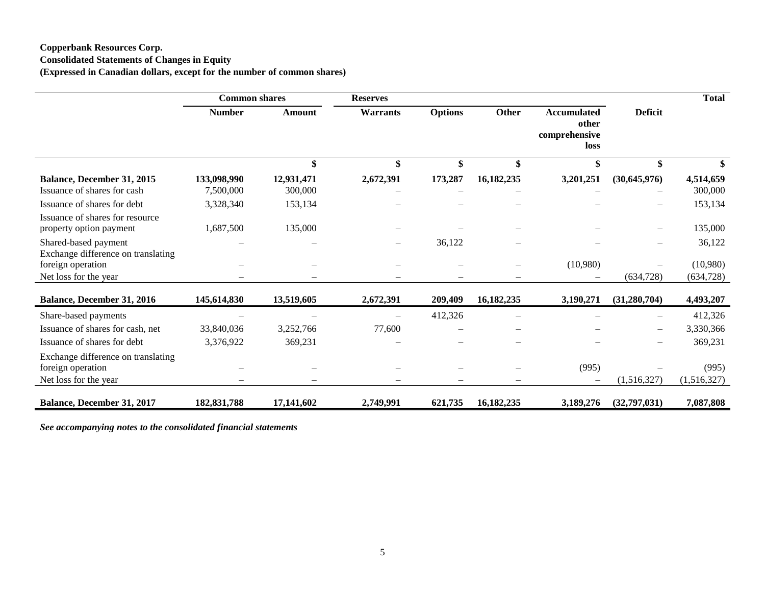**Copperbank Resources Corp.**
**Consolidated Statements of Changes in Equity**
**(Expressed in Canadian dollars, except for the number of common shares)**

| | Common shares | | Reserves | | | | | Total |
|---|---|---|---|---|---|---|---|---|
| | Number | Amount | Warrants | Options | Other | Accumulated other comprehensive loss | Deficit | |
| | | $ | $ | $ | $ | $ | $ | $ |
| **Balance, December 31, 2015** | **133,098,990** | **12,931,471** | **2,672,391** | **173,287** | **16,182,235** | **3,201,251** | **(30,645,976)** | **4,514,659** |
| Issuance of shares for cash | 7,500,000 | 300,000 | – | – | – | – | – | 300,000 |
| Issuance of shares for debt | 3,328,340 | 153,134 | – | – | – | – | – | 153,134 |
| Issuance of shares for resource property option payment | 1,687,500 | 135,000 | – | – | – | – | – | 135,000 |
| Shared-based payment | – | – | – | 36,122 | – | – | – | 36,122 |
| Exchange difference on translating foreign operation | – | – | – | – | – | (10,980) | – | (10,980) |
| Net loss for the year | – | – | – | – | – | – | (634,728) | (634,728) |
| **Balance, December 31, 2016** | **145,614,830** | **13,519,605** | **2,672,391** | **209,409** | **16,182,235** | **3,190,271** | **(31,280,704)** | **4,493,207** |
| Share-based payments | – | – | – | 412,326 | – | – | – | 412,326 |
| Issuance of shares for cash, net | 33,840,036 | 3,252,766 | 77,600 | – | – | – | – | 3,330,366 |
| Issuance of shares for debt | 3,376,922 | 369,231 | – | – | – | – | – | 369,231 |
| Exchange difference on translating foreign operation | – | – | – | – | – | (995) | – | (995) |
| Net loss for the year | – | – | – | – | – | – | (1,516,327) | (1,516,327) |
| **Balance, December 31, 2017** | **182,831,788** | **17,141,602** | **2,749,991** | **621,735** | **16,182,235** | **3,189,276** | **(32,797,031)** | **7,087,808** |

***See accompanying notes to the consolidated financial statements***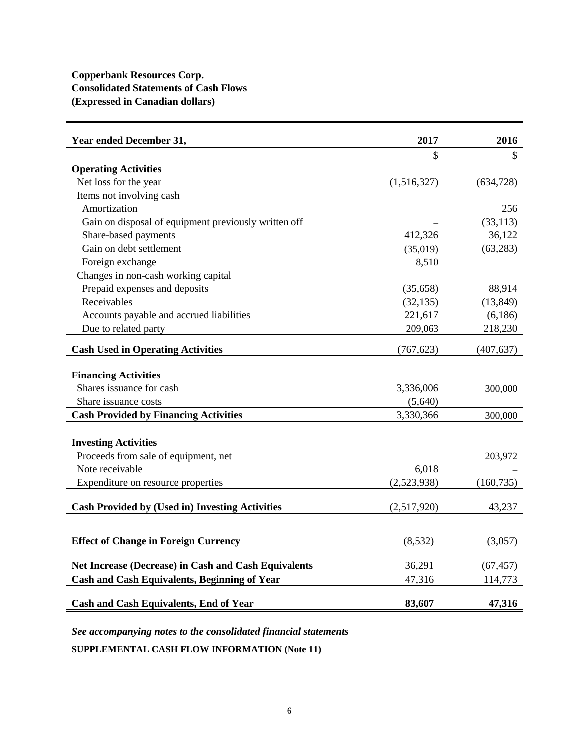**Copperbank Resources Corp.**
**Consolidated Statements of Cash Flows**
**(Expressed in Canadian dollars)**

| Year ended December 31, | 2017 | 2016 |
|---|---|---|
| | $ | $ |
| **Operating Activities** | | |
| Net loss for the year | (1,516,327) | (634,728) |
| Items not involving cash | | |
| Amortization | – | 256 |
| Gain on disposal of equipment previously written off | – | (33,113) |
| Share-based payments | 412,326 | 36,122 |
| Gain on debt settlement | (35,019) | (63,283) |
| Foreign exchange | 8,510 | – |
| Changes in non-cash working capital | | |
| Prepaid expenses and deposits | (35,658) | 88,914 |
| Receivables | (32,135) | (13,849) |
| Accounts payable and accrued liabilities | 221,617 | (6,186) |
| Due to related party | 209,063 | 218,230 |
| **Cash Used in Operating Activities** | (767,623) | (407,637) |
| **Financing Activities** | | |
| Shares issuance for cash | 3,336,006 | 300,000 |
| Share issuance costs | (5,640) | – |
| **Cash Provided by Financing Activities** | 3,330,366 | 300,000 |
| **Investing Activities** | | |
| Proceeds from sale of equipment, net | – | 203,972 |
| Note receivable | 6,018 | – |
| Expenditure on resource properties | (2,523,938) | (160,735) |
| **Cash Provided by (Used in) Investing Activities** | (2,517,920) | 43,237 |
| **Effect of Change in Foreign Currency** | (8,532) | (3,057) |
| **Net Increase (Decrease) in Cash and Cash Equivalents** | 36,291 | (67,457) |
| **Cash and Cash Equivalents, Beginning of Year** | 47,316 | 114,773 |
| **Cash and Cash Equivalents, End of Year** | **83,607** | **47,316** |

***See accompanying notes to the consolidated financial statements***

**SUPPLEMENTAL CASH FLOW INFORMATION (Note 11)**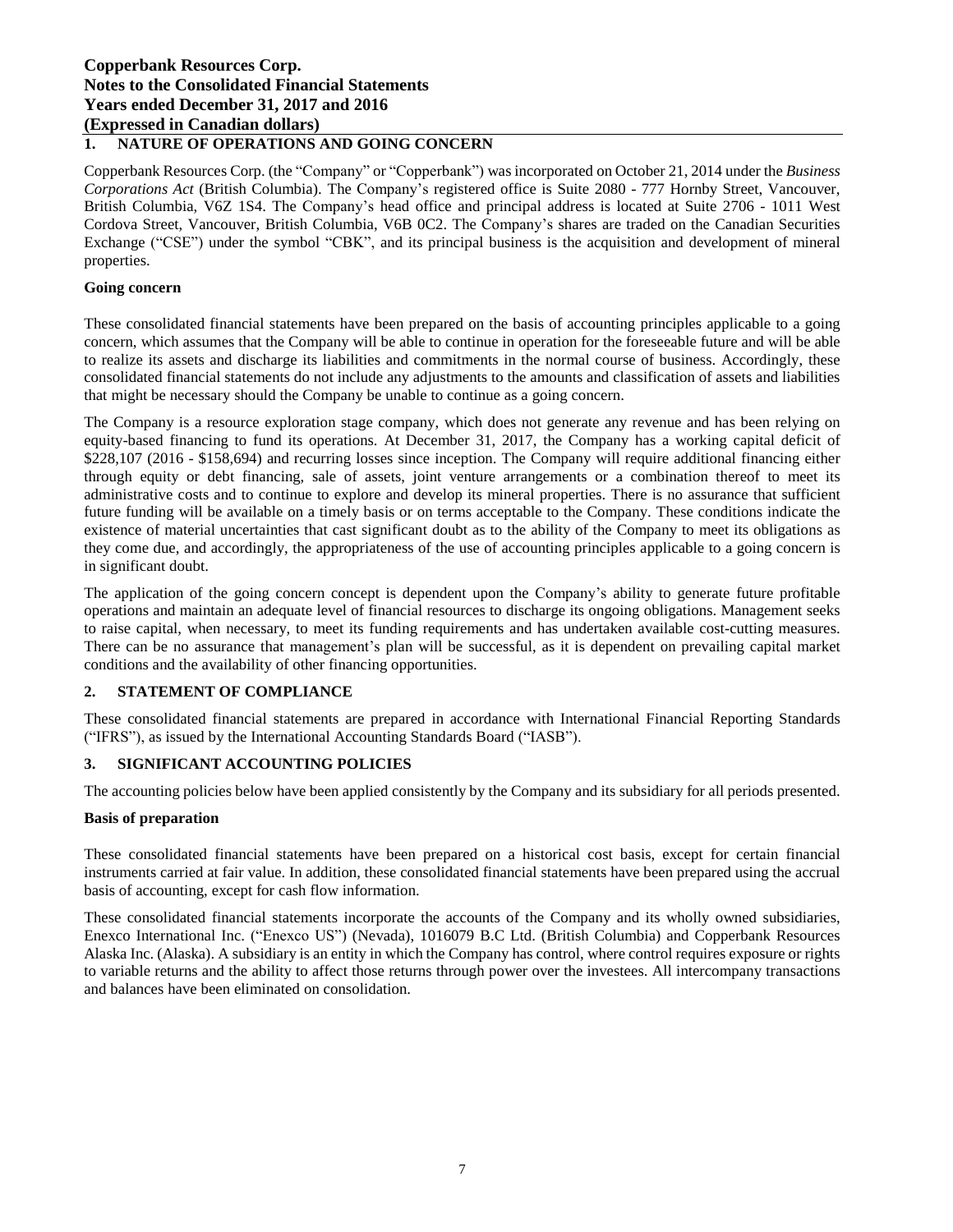# Copperbank Resources Corp.
# Notes to the Consolidated Financial Statements
# Years ended December 31, 2017 and 2016
# (Expressed in Canadian dollars)

## 1. NATURE OF OPERATIONS AND GOING CONCERN

Copperbank Resources Corp. (the "Company" or "Copperbank") was incorporated on October 21, 2014 under the *Business Corporations Act* (British Columbia). The Company's registered office is Suite 2080 - 777 Hornby Street, Vancouver, British Columbia, V6Z 1S4. The Company's head office and principal address is located at Suite 2706 - 1011 West Cordova Street, Vancouver, British Columbia, V6B 0C2. The Company's shares are traded on the Canadian Securities Exchange ("CSE") under the symbol "CBK", and its principal business is the acquisition and development of mineral properties.

### Going concern

These consolidated financial statements have been prepared on the basis of accounting principles applicable to a going concern, which assumes that the Company will be able to continue in operation for the foreseeable future and will be able to realize its assets and discharge its liabilities and commitments in the normal course of business. Accordingly, these consolidated financial statements do not include any adjustments to the amounts and classification of assets and liabilities that might be necessary should the Company be unable to continue as a going concern.

The Company is a resource exploration stage company, which does not generate any revenue and has been relying on equity-based financing to fund its operations. At December 31, 2017, the Company has a working capital deficit of \$228,107 (2016 - \$158,694) and recurring losses since inception. The Company will require additional financing either through equity or debt financing, sale of assets, joint venture arrangements or a combination thereof to meet its administrative costs and to continue to explore and develop its mineral properties. There is no assurance that sufficient future funding will be available on a timely basis or on terms acceptable to the Company. These conditions indicate the existence of material uncertainties that cast significant doubt as to the ability of the Company to meet its obligations as they come due, and accordingly, the appropriateness of the use of accounting principles applicable to a going concern is in significant doubt.

The application of the going concern concept is dependent upon the Company's ability to generate future profitable operations and maintain an adequate level of financial resources to discharge its ongoing obligations. Management seeks to raise capital, when necessary, to meet its funding requirements and has undertaken available cost-cutting measures. There can be no assurance that management's plan will be successful, as it is dependent on prevailing capital market conditions and the availability of other financing opportunities.

## 2. STATEMENT OF COMPLIANCE

These consolidated financial statements are prepared in accordance with International Financial Reporting Standards ("IFRS"), as issued by the International Accounting Standards Board ("IASB").

## 3. SIGNIFICANT ACCOUNTING POLICIES

The accounting policies below have been applied consistently by the Company and its subsidiary for all periods presented.

### Basis of preparation

These consolidated financial statements have been prepared on a historical cost basis, except for certain financial instruments carried at fair value. In addition, these consolidated financial statements have been prepared using the accrual basis of accounting, except for cash flow information.

These consolidated financial statements incorporate the accounts of the Company and its wholly owned subsidiaries, Enexco International Inc. ("Enexco US") (Nevada), 1016079 B.C Ltd. (British Columbia) and Copperbank Resources Alaska Inc. (Alaska). A subsidiary is an entity in which the Company has control, where control requires exposure or rights to variable returns and the ability to affect those returns through power over the investees. All intercompany transactions and balances have been eliminated on consolidation.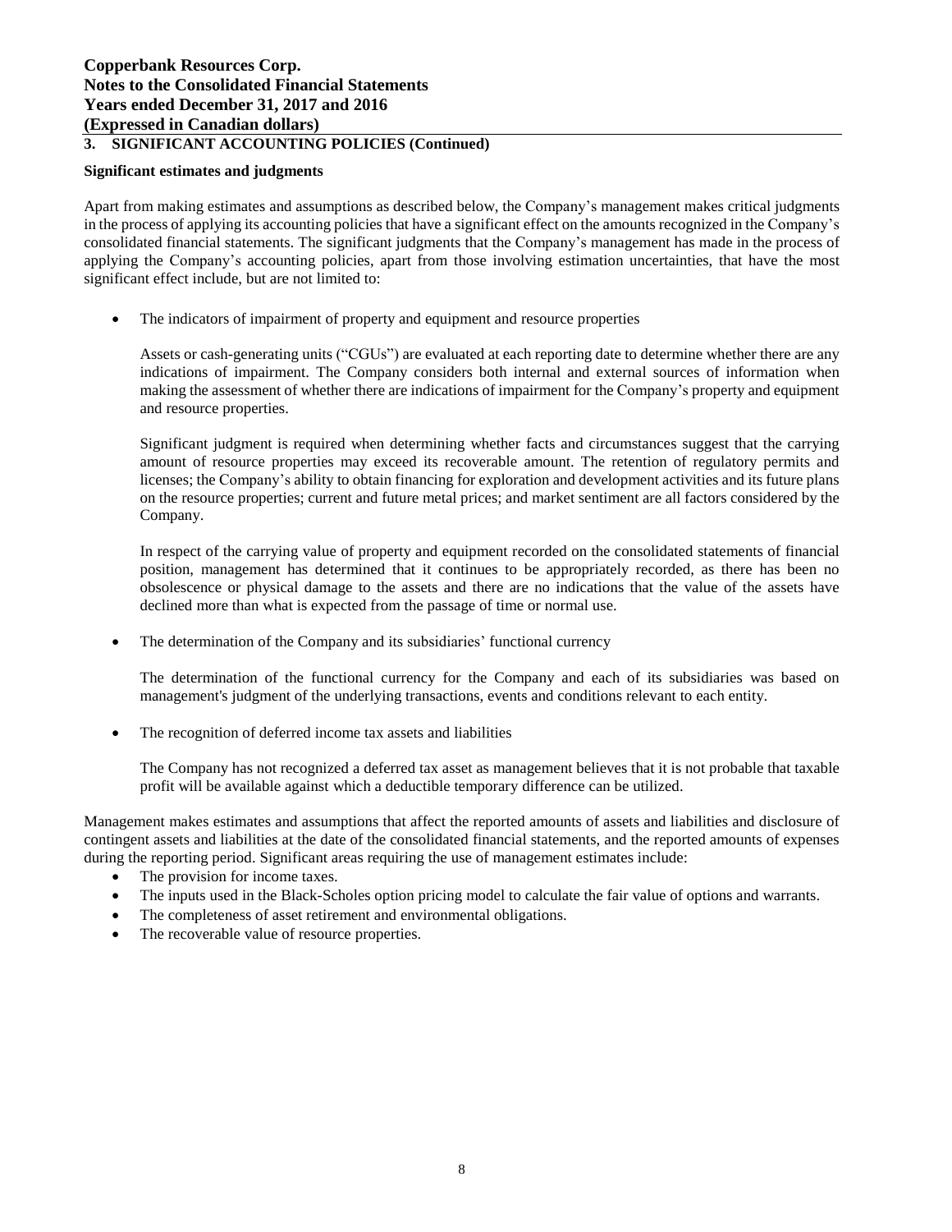## 3. SIGNIFICANT ACCOUNTING POLICIES (Continued)

**Significant estimates and judgments**

Apart from making estimates and assumptions as described below, the Company's management makes critical judgments in the process of applying its accounting policies that have a significant effect on the amounts recognized in the Company's consolidated financial statements. The significant judgments that the Company's management has made in the process of applying the Company's accounting policies, apart from those involving estimation uncertainties, that have the most significant effect include, but are not limited to:

- The indicators of impairment of property and equipment and resource properties

  Assets or cash-generating units ("CGUs") are evaluated at each reporting date to determine whether there are any indications of impairment. The Company considers both internal and external sources of information when making the assessment of whether there are indications of impairment for the Company's property and equipment and resource properties.

  Significant judgment is required when determining whether facts and circumstances suggest that the carrying amount of resource properties may exceed its recoverable amount. The retention of regulatory permits and licenses; the Company's ability to obtain financing for exploration and development activities and its future plans on the resource properties; current and future metal prices; and market sentiment are all factors considered by the Company.

  In respect of the carrying value of property and equipment recorded on the consolidated statements of financial position, management has determined that it continues to be appropriately recorded, as there has been no obsolescence or physical damage to the assets and there are no indications that the value of the assets have declined more than what is expected from the passage of time or normal use.

- The determination of the Company and its subsidiaries' functional currency

  The determination of the functional currency for the Company and each of its subsidiaries was based on management's judgment of the underlying transactions, events and conditions relevant to each entity.

- The recognition of deferred income tax assets and liabilities

  The Company has not recognized a deferred tax asset as management believes that it is not probable that taxable profit will be available against which a deductible temporary difference can be utilized.

Management makes estimates and assumptions that affect the reported amounts of assets and liabilities and disclosure of contingent assets and liabilities at the date of the consolidated financial statements, and the reported amounts of expenses during the reporting period. Significant areas requiring the use of management estimates include:

- The provision for income taxes.
- The inputs used in the Black-Scholes option pricing model to calculate the fair value of options and warrants.
- The completeness of asset retirement and environmental obligations.
- The recoverable value of resource properties.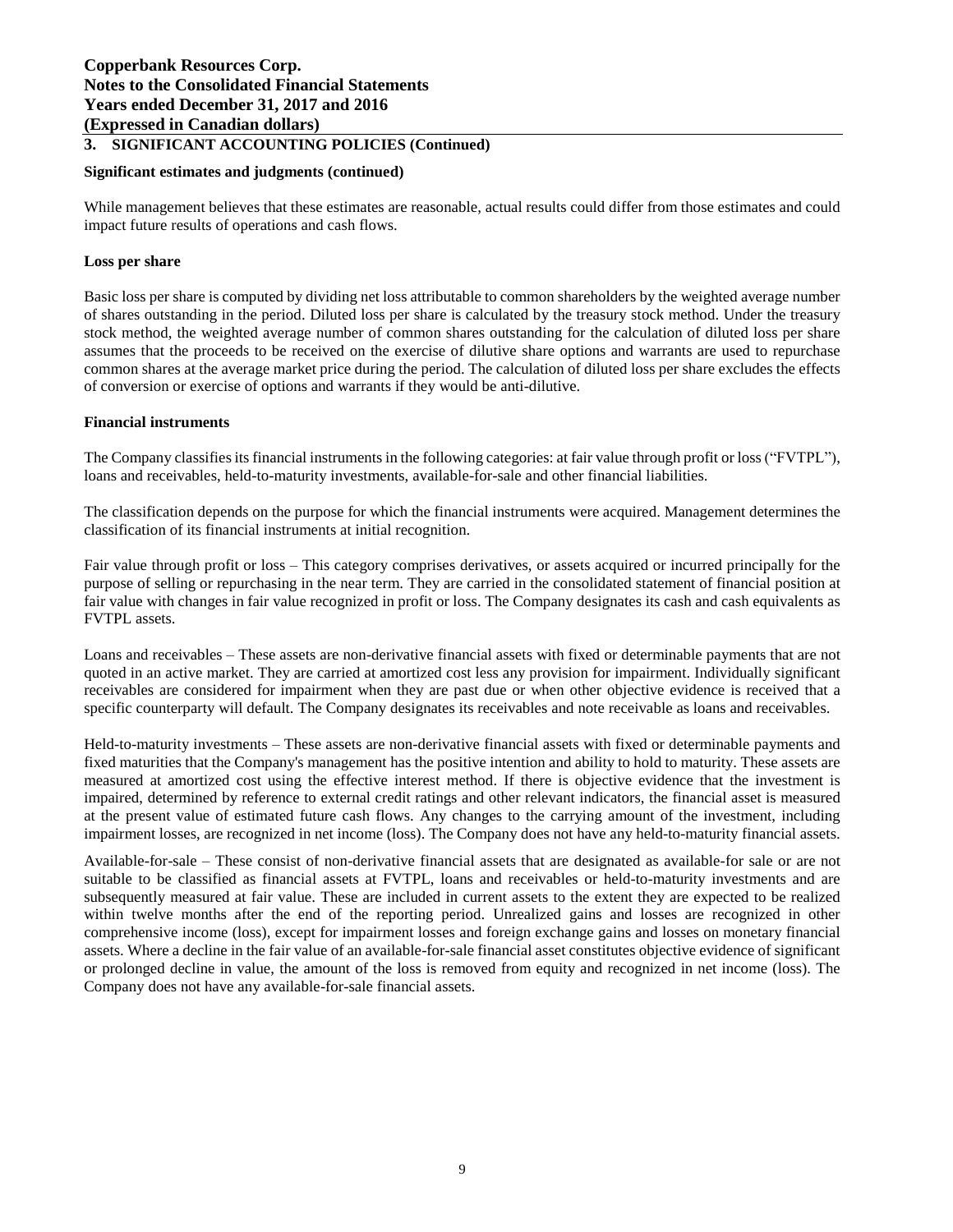## 3. SIGNIFICANT ACCOUNTING POLICIES (Continued)

**Significant estimates and judgments (continued)**

While management believes that these estimates are reasonable, actual results could differ from those estimates and could impact future results of operations and cash flows.

**Loss per share**

Basic loss per share is computed by dividing net loss attributable to common shareholders by the weighted average number of shares outstanding in the period. Diluted loss per share is calculated by the treasury stock method. Under the treasury stock method, the weighted average number of common shares outstanding for the calculation of diluted loss per share assumes that the proceeds to be received on the exercise of dilutive share options and warrants are used to repurchase common shares at the average market price during the period. The calculation of diluted loss per share excludes the effects of conversion or exercise of options and warrants if they would be anti-dilutive.

**Financial instruments**

The Company classifies its financial instruments in the following categories: at fair value through profit or loss ("FVTPL"), loans and receivables, held-to-maturity investments, available-for-sale and other financial liabilities.

The classification depends on the purpose for which the financial instruments were acquired. Management determines the classification of its financial instruments at initial recognition.

Fair value through profit or loss – This category comprises derivatives, or assets acquired or incurred principally for the purpose of selling or repurchasing in the near term. They are carried in the consolidated statement of financial position at fair value with changes in fair value recognized in profit or loss. The Company designates its cash and cash equivalents as FVTPL assets.

Loans and receivables – These assets are non-derivative financial assets with fixed or determinable payments that are not quoted in an active market. They are carried at amortized cost less any provision for impairment. Individually significant receivables are considered for impairment when they are past due or when other objective evidence is received that a specific counterparty will default. The Company designates its receivables and note receivable as loans and receivables.

Held-to-maturity investments – These assets are non-derivative financial assets with fixed or determinable payments and fixed maturities that the Company's management has the positive intention and ability to hold to maturity. These assets are measured at amortized cost using the effective interest method. If there is objective evidence that the investment is impaired, determined by reference to external credit ratings and other relevant indicators, the financial asset is measured at the present value of estimated future cash flows. Any changes to the carrying amount of the investment, including impairment losses, are recognized in net income (loss). The Company does not have any held-to-maturity financial assets.

Available-for-sale – These consist of non-derivative financial assets that are designated as available-for sale or are not suitable to be classified as financial assets at FVTPL, loans and receivables or held-to-maturity investments and are subsequently measured at fair value. These are included in current assets to the extent they are expected to be realized within twelve months after the end of the reporting period. Unrealized gains and losses are recognized in other comprehensive income (loss), except for impairment losses and foreign exchange gains and losses on monetary financial assets. Where a decline in the fair value of an available-for-sale financial asset constitutes objective evidence of significant or prolonged decline in value, the amount of the loss is removed from equity and recognized in net income (loss). The Company does not have any available-for-sale financial assets.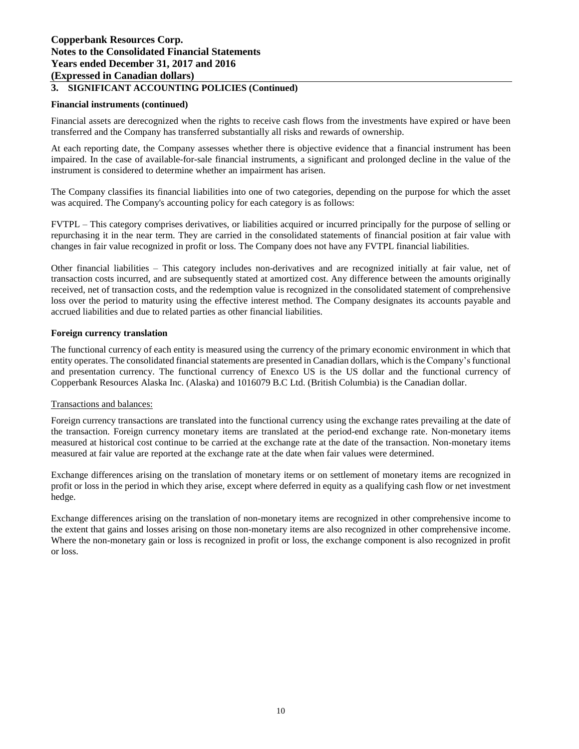## 3. SIGNIFICANT ACCOUNTING POLICIES (Continued)

**Financial instruments (continued)**

Financial assets are derecognized when the rights to receive cash flows from the investments have expired or have been transferred and the Company has transferred substantially all risks and rewards of ownership.

At each reporting date, the Company assesses whether there is objective evidence that a financial instrument has been impaired. In the case of available-for-sale financial instruments, a significant and prolonged decline in the value of the instrument is considered to determine whether an impairment has arisen.

The Company classifies its financial liabilities into one of two categories, depending on the purpose for which the asset was acquired. The Company's accounting policy for each category is as follows:

FVTPL – This category comprises derivatives, or liabilities acquired or incurred principally for the purpose of selling or repurchasing it in the near term. They are carried in the consolidated statements of financial position at fair value with changes in fair value recognized in profit or loss. The Company does not have any FVTPL financial liabilities.

Other financial liabilities – This category includes non-derivatives and are recognized initially at fair value, net of transaction costs incurred, and are subsequently stated at amortized cost. Any difference between the amounts originally received, net of transaction costs, and the redemption value is recognized in the consolidated statement of comprehensive loss over the period to maturity using the effective interest method. The Company designates its accounts payable and accrued liabilities and due to related parties as other financial liabilities.

**Foreign currency translation**

The functional currency of each entity is measured using the currency of the primary economic environment in which that entity operates. The consolidated financial statements are presented in Canadian dollars, which is the Company's functional and presentation currency. The functional currency of Enexco US is the US dollar and the functional currency of Copperbank Resources Alaska Inc. (Alaska) and 1016079 B.C Ltd. (British Columbia) is the Canadian dollar.

Transactions and balances:

Foreign currency transactions are translated into the functional currency using the exchange rates prevailing at the date of the transaction. Foreign currency monetary items are translated at the period-end exchange rate. Non-monetary items measured at historical cost continue to be carried at the exchange rate at the date of the transaction. Non-monetary items measured at fair value are reported at the exchange rate at the date when fair values were determined.

Exchange differences arising on the translation of monetary items or on settlement of monetary items are recognized in profit or loss in the period in which they arise, except where deferred in equity as a qualifying cash flow or net investment hedge.

Exchange differences arising on the translation of non-monetary items are recognized in other comprehensive income to the extent that gains and losses arising on those non-monetary items are also recognized in other comprehensive income. Where the non-monetary gain or loss is recognized in profit or loss, the exchange component is also recognized in profit or loss.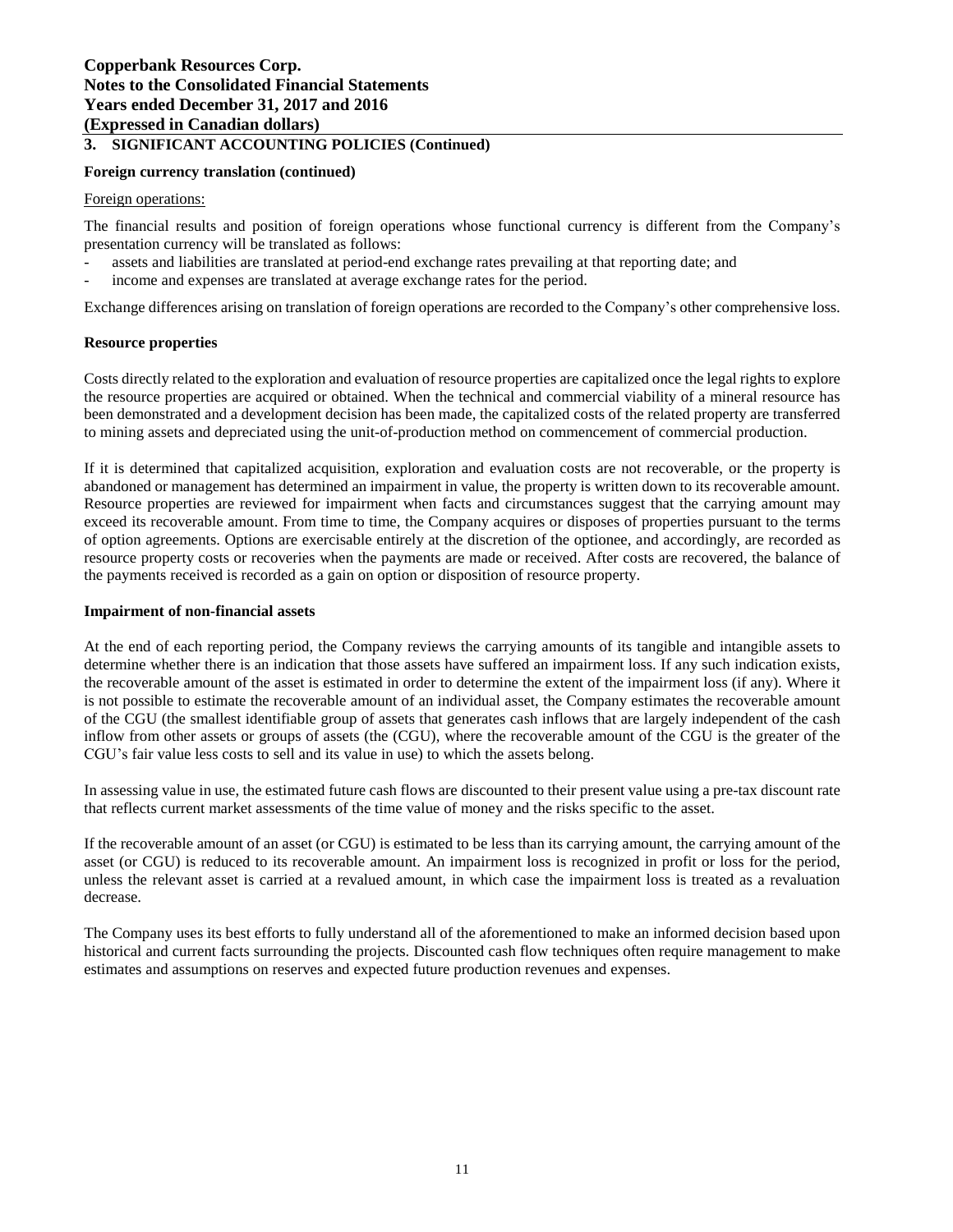## 3. SIGNIFICANT ACCOUNTING POLICIES (Continued)

**Foreign currency translation (continued)**

Foreign operations:

The financial results and position of foreign operations whose functional currency is different from the Company's presentation currency will be translated as follows:

- assets and liabilities are translated at period-end exchange rates prevailing at that reporting date; and
- income and expenses are translated at average exchange rates for the period.

Exchange differences arising on translation of foreign operations are recorded to the Company's other comprehensive loss.

**Resource properties**

Costs directly related to the exploration and evaluation of resource properties are capitalized once the legal rights to explore the resource properties are acquired or obtained. When the technical and commercial viability of a mineral resource has been demonstrated and a development decision has been made, the capitalized costs of the related property are transferred to mining assets and depreciated using the unit-of-production method on commencement of commercial production.

If it is determined that capitalized acquisition, exploration and evaluation costs are not recoverable, or the property is abandoned or management has determined an impairment in value, the property is written down to its recoverable amount. Resource properties are reviewed for impairment when facts and circumstances suggest that the carrying amount may exceed its recoverable amount. From time to time, the Company acquires or disposes of properties pursuant to the terms of option agreements. Options are exercisable entirely at the discretion of the optionee, and accordingly, are recorded as resource property costs or recoveries when the payments are made or received. After costs are recovered, the balance of the payments received is recorded as a gain on option or disposition of resource property.

**Impairment of non-financial assets**

At the end of each reporting period, the Company reviews the carrying amounts of its tangible and intangible assets to determine whether there is an indication that those assets have suffered an impairment loss. If any such indication exists, the recoverable amount of the asset is estimated in order to determine the extent of the impairment loss (if any). Where it is not possible to estimate the recoverable amount of an individual asset, the Company estimates the recoverable amount of the CGU (the smallest identifiable group of assets that generates cash inflows that are largely independent of the cash inflow from other assets or groups of assets (the (CGU), where the recoverable amount of the CGU is the greater of the CGU's fair value less costs to sell and its value in use) to which the assets belong.

In assessing value in use, the estimated future cash flows are discounted to their present value using a pre-tax discount rate that reflects current market assessments of the time value of money and the risks specific to the asset.

If the recoverable amount of an asset (or CGU) is estimated to be less than its carrying amount, the carrying amount of the asset (or CGU) is reduced to its recoverable amount. An impairment loss is recognized in profit or loss for the period, unless the relevant asset is carried at a revalued amount, in which case the impairment loss is treated as a revaluation decrease.

The Company uses its best efforts to fully understand all of the aforementioned to make an informed decision based upon historical and current facts surrounding the projects. Discounted cash flow techniques often require management to make estimates and assumptions on reserves and expected future production revenues and expenses.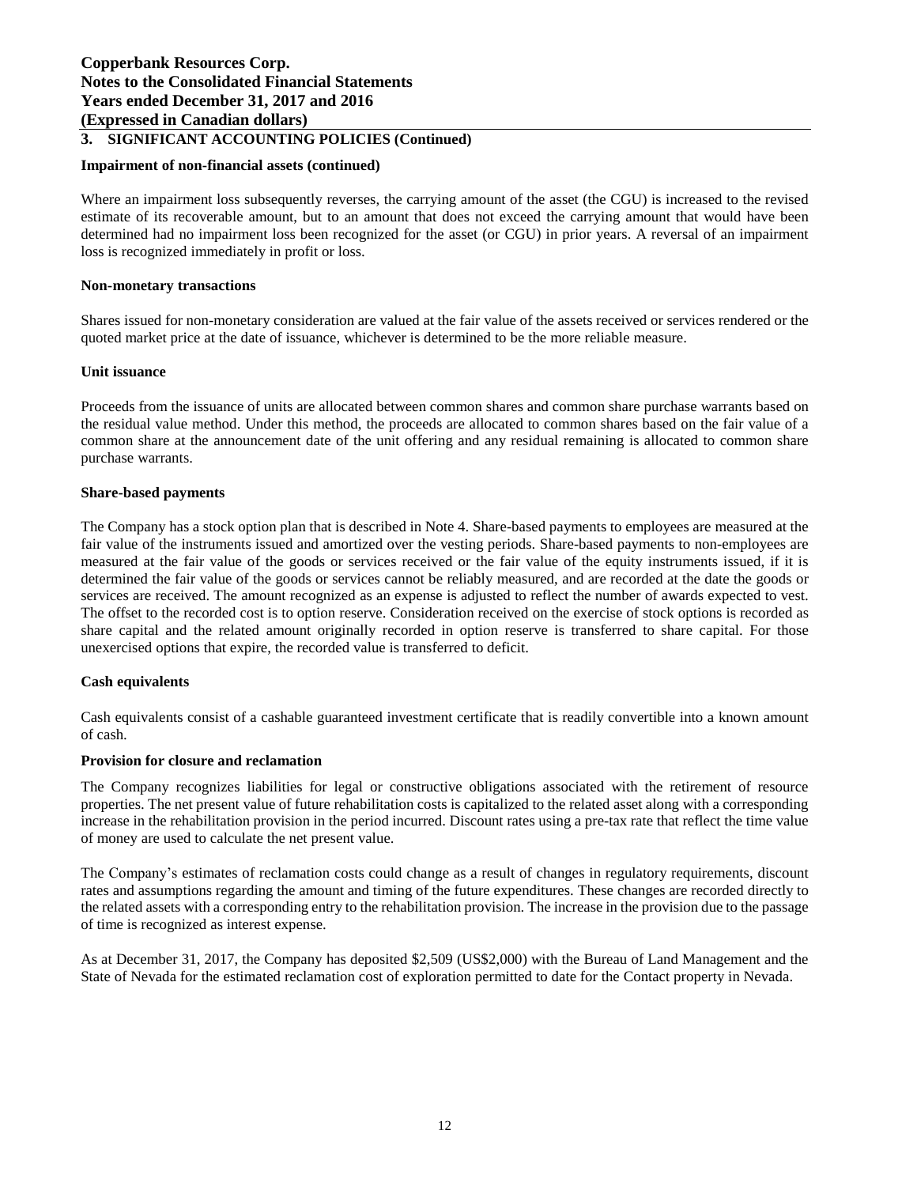**3. SIGNIFICANT ACCOUNTING POLICIES (Continued)**

**Impairment of non-financial assets (continued)**

Where an impairment loss subsequently reverses, the carrying amount of the asset (the CGU) is increased to the revised estimate of its recoverable amount, but to an amount that does not exceed the carrying amount that would have been determined had no impairment loss been recognized for the asset (or CGU) in prior years. A reversal of an impairment loss is recognized immediately in profit or loss.

**Non-monetary transactions**

Shares issued for non-monetary consideration are valued at the fair value of the assets received or services rendered or the quoted market price at the date of issuance, whichever is determined to be the more reliable measure.

**Unit issuance**

Proceeds from the issuance of units are allocated between common shares and common share purchase warrants based on the residual value method. Under this method, the proceeds are allocated to common shares based on the fair value of a common share at the announcement date of the unit offering and any residual remaining is allocated to common share purchase warrants.

**Share-based payments**

The Company has a stock option plan that is described in Note 4. Share-based payments to employees are measured at the fair value of the instruments issued and amortized over the vesting periods. Share-based payments to non-employees are measured at the fair value of the goods or services received or the fair value of the equity instruments issued, if it is determined the fair value of the goods or services cannot be reliably measured, and are recorded at the date the goods or services are received. The amount recognized as an expense is adjusted to reflect the number of awards expected to vest. The offset to the recorded cost is to option reserve. Consideration received on the exercise of stock options is recorded as share capital and the related amount originally recorded in option reserve is transferred to share capital. For those unexercised options that expire, the recorded value is transferred to deficit.

**Cash equivalents**

Cash equivalents consist of a cashable guaranteed investment certificate that is readily convertible into a known amount of cash.

**Provision for closure and reclamation**

The Company recognizes liabilities for legal or constructive obligations associated with the retirement of resource properties. The net present value of future rehabilitation costs is capitalized to the related asset along with a corresponding increase in the rehabilitation provision in the period incurred. Discount rates using a pre-tax rate that reflect the time value of money are used to calculate the net present value.

The Company's estimates of reclamation costs could change as a result of changes in regulatory requirements, discount rates and assumptions regarding the amount and timing of the future expenditures. These changes are recorded directly to the related assets with a corresponding entry to the rehabilitation provision. The increase in the provision due to the passage of time is recognized as interest expense.

As at December 31, 2017, the Company has deposited $2,509 (US$2,000) with the Bureau of Land Management and the State of Nevada for the estimated reclamation cost of exploration permitted to date for the Contact property in Nevada.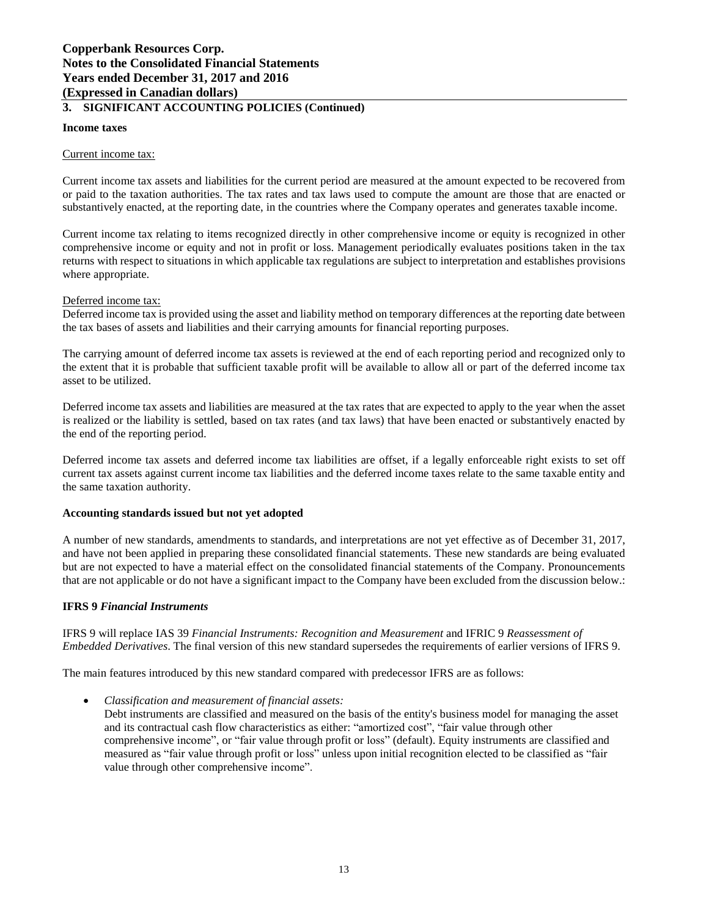## 3. SIGNIFICANT ACCOUNTING POLICIES (Continued)

**Income taxes**

Current income tax:

Current income tax assets and liabilities for the current period are measured at the amount expected to be recovered from or paid to the taxation authorities. The tax rates and tax laws used to compute the amount are those that are enacted or substantively enacted, at the reporting date, in the countries where the Company operates and generates taxable income.

Current income tax relating to items recognized directly in other comprehensive income or equity is recognized in other comprehensive income or equity and not in profit or loss. Management periodically evaluates positions taken in the tax returns with respect to situations in which applicable tax regulations are subject to interpretation and establishes provisions where appropriate.

Deferred income tax:

Deferred income tax is provided using the asset and liability method on temporary differences at the reporting date between the tax bases of assets and liabilities and their carrying amounts for financial reporting purposes.

The carrying amount of deferred income tax assets is reviewed at the end of each reporting period and recognized only to the extent that it is probable that sufficient taxable profit will be available to allow all or part of the deferred income tax asset to be utilized.

Deferred income tax assets and liabilities are measured at the tax rates that are expected to apply to the year when the asset is realized or the liability is settled, based on tax rates (and tax laws) that have been enacted or substantively enacted by the end of the reporting period.

Deferred income tax assets and deferred income tax liabilities are offset, if a legally enforceable right exists to set off current tax assets against current income tax liabilities and the deferred income taxes relate to the same taxable entity and the same taxation authority.

**Accounting standards issued but not yet adopted**

A number of new standards, amendments to standards, and interpretations are not yet effective as of December 31, 2017, and have not been applied in preparing these consolidated financial statements. These new standards are being evaluated but are not expected to have a material effect on the consolidated financial statements of the Company. Pronouncements that are not applicable or do not have a significant impact to the Company have been excluded from the discussion below.:

**IFRS 9** ***Financial Instruments***

IFRS 9 will replace IAS 39 *Financial Instruments: Recognition and Measurement* and IFRIC 9 *Reassessment of Embedded Derivatives*. The final version of this new standard supersedes the requirements of earlier versions of IFRS 9.

The main features introduced by this new standard compared with predecessor IFRS are as follows:

- *Classification and measurement of financial assets:*
  Debt instruments are classified and measured on the basis of the entity's business model for managing the asset and its contractual cash flow characteristics as either: "amortized cost", "fair value through other comprehensive income", or "fair value through profit or loss" (default). Equity instruments are classified and measured as "fair value through profit or loss" unless upon initial recognition elected to be classified as "fair value through other comprehensive income".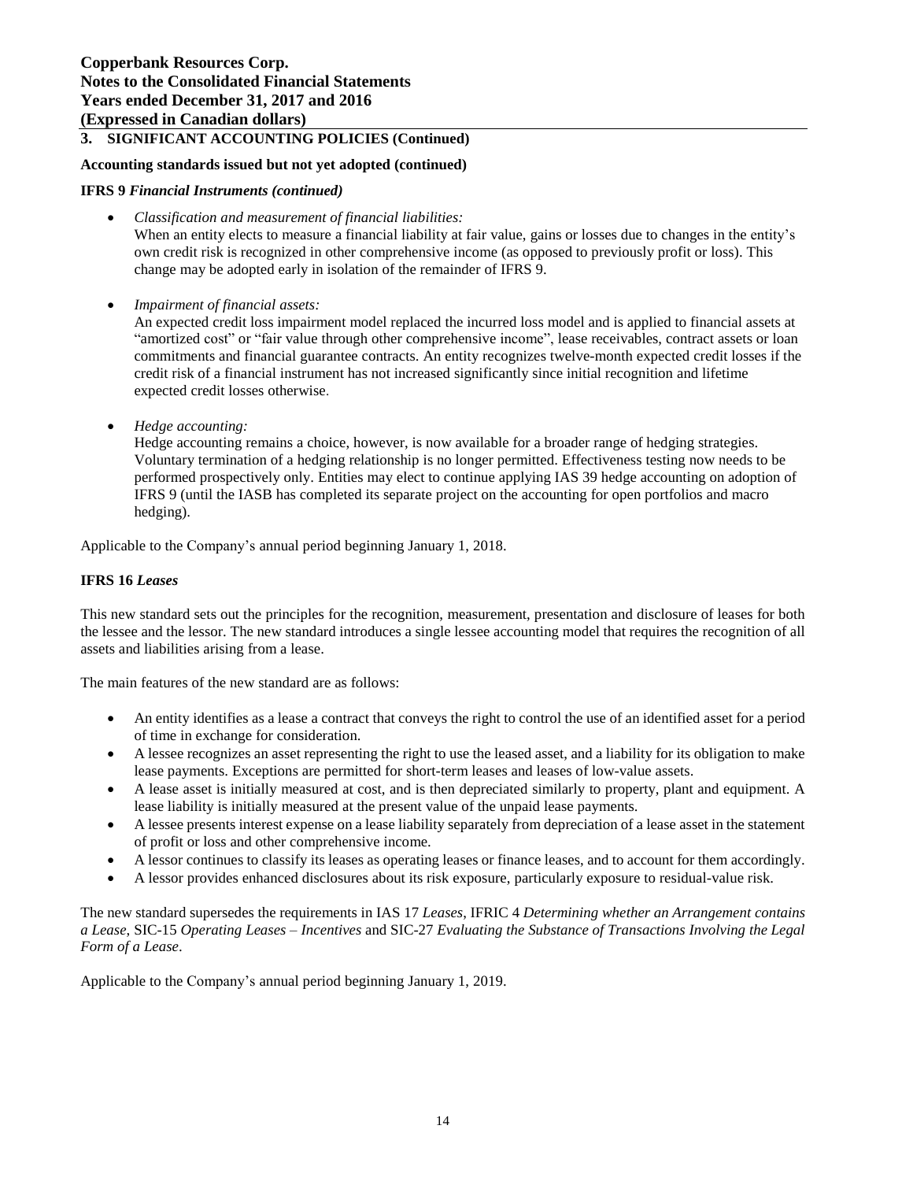## 3. SIGNIFICANT ACCOUNTING POLICIES (Continued)

**Accounting standards issued but not yet adopted (continued)**

**IFRS 9** ***Financial Instruments (continued)***

- *Classification and measurement of financial liabilities:*
  When an entity elects to measure a financial liability at fair value, gains or losses due to changes in the entity's own credit risk is recognized in other comprehensive income (as opposed to previously profit or loss). This change may be adopted early in isolation of the remainder of IFRS 9.

- *Impairment of financial assets:*
  An expected credit loss impairment model replaced the incurred loss model and is applied to financial assets at "amortized cost" or "fair value through other comprehensive income", lease receivables, contract assets or loan commitments and financial guarantee contracts. An entity recognizes twelve-month expected credit losses if the credit risk of a financial instrument has not increased significantly since initial recognition and lifetime expected credit losses otherwise.

- *Hedge accounting:*
  Hedge accounting remains a choice, however, is now available for a broader range of hedging strategies. Voluntary termination of a hedging relationship is no longer permitted. Effectiveness testing now needs to be performed prospectively only. Entities may elect to continue applying IAS 39 hedge accounting on adoption of IFRS 9 (until the IASB has completed its separate project on the accounting for open portfolios and macro hedging).

Applicable to the Company's annual period beginning January 1, 2018.

**IFRS 16** ***Leases***

This new standard sets out the principles for the recognition, measurement, presentation and disclosure of leases for both the lessee and the lessor. The new standard introduces a single lessee accounting model that requires the recognition of all assets and liabilities arising from a lease.

The main features of the new standard are as follows:

- An entity identifies as a lease a contract that conveys the right to control the use of an identified asset for a period of time in exchange for consideration.
- A lessee recognizes an asset representing the right to use the leased asset, and a liability for its obligation to make lease payments. Exceptions are permitted for short-term leases and leases of low-value assets.
- A lease asset is initially measured at cost, and is then depreciated similarly to property, plant and equipment. A lease liability is initially measured at the present value of the unpaid lease payments.
- A lessee presents interest expense on a lease liability separately from depreciation of a lease asset in the statement of profit or loss and other comprehensive income.
- A lessor continues to classify its leases as operating leases or finance leases, and to account for them accordingly.
- A lessor provides enhanced disclosures about its risk exposure, particularly exposure to residual-value risk.

The new standard supersedes the requirements in IAS 17 *Leases*, IFRIC 4 *Determining whether an Arrangement contains a Lease*, SIC-15 *Operating Leases – Incentives* and SIC-27 *Evaluating the Substance of Transactions Involving the Legal Form of a Lease*.

Applicable to the Company's annual period beginning January 1, 2019.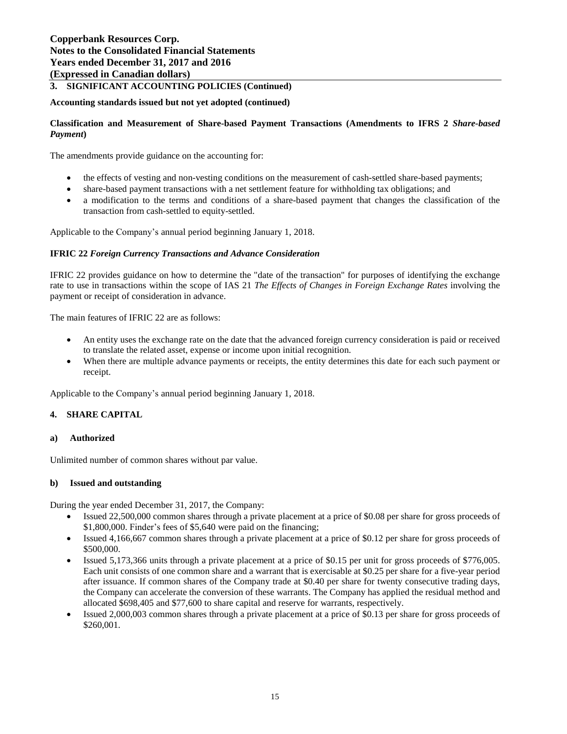## 3. SIGNIFICANT ACCOUNTING POLICIES (Continued)

**Accounting standards issued but not yet adopted (continued)**

**Classification and Measurement of Share-based Payment Transactions (Amendments to IFRS 2 *Share-based Payment*)**

The amendments provide guidance on the accounting for:

- the effects of vesting and non-vesting conditions on the measurement of cash-settled share-based payments;
- share-based payment transactions with a net settlement feature for withholding tax obligations; and
- a modification to the terms and conditions of a share-based payment that changes the classification of the transaction from cash-settled to equity-settled.

Applicable to the Company's annual period beginning January 1, 2018.

**IFRIC 22 *Foreign Currency Transactions and Advance Consideration***

IFRIC 22 provides guidance on how to determine the "date of the transaction" for purposes of identifying the exchange rate to use in transactions within the scope of IAS 21 *The Effects of Changes in Foreign Exchange Rates* involving the payment or receipt of consideration in advance.

The main features of IFRIC 22 are as follows:

- An entity uses the exchange rate on the date that the advanced foreign currency consideration is paid or received to translate the related asset, expense or income upon initial recognition.
- When there are multiple advance payments or receipts, the entity determines this date for each such payment or receipt.

Applicable to the Company's annual period beginning January 1, 2018.

## 4. SHARE CAPITAL

### a) Authorized

Unlimited number of common shares without par value.

### b) Issued and outstanding

During the year ended December 31, 2017, the Company:

- Issued 22,500,000 common shares through a private placement at a price of $0.08 per share for gross proceeds of $1,800,000. Finder's fees of $5,640 were paid on the financing;
- Issued 4,166,667 common shares through a private placement at a price of $0.12 per share for gross proceeds of $500,000.
- Issued 5,173,366 units through a private placement at a price of $0.15 per unit for gross proceeds of $776,005. Each unit consists of one common share and a warrant that is exercisable at $0.25 per share for a five-year period after issuance. If common shares of the Company trade at $0.40 per share for twenty consecutive trading days, the Company can accelerate the conversion of these warrants. The Company has applied the residual method and allocated $698,405 and $77,600 to share capital and reserve for warrants, respectively.
- Issued 2,000,003 common shares through a private placement at a price of $0.13 per share for gross proceeds of $260,001.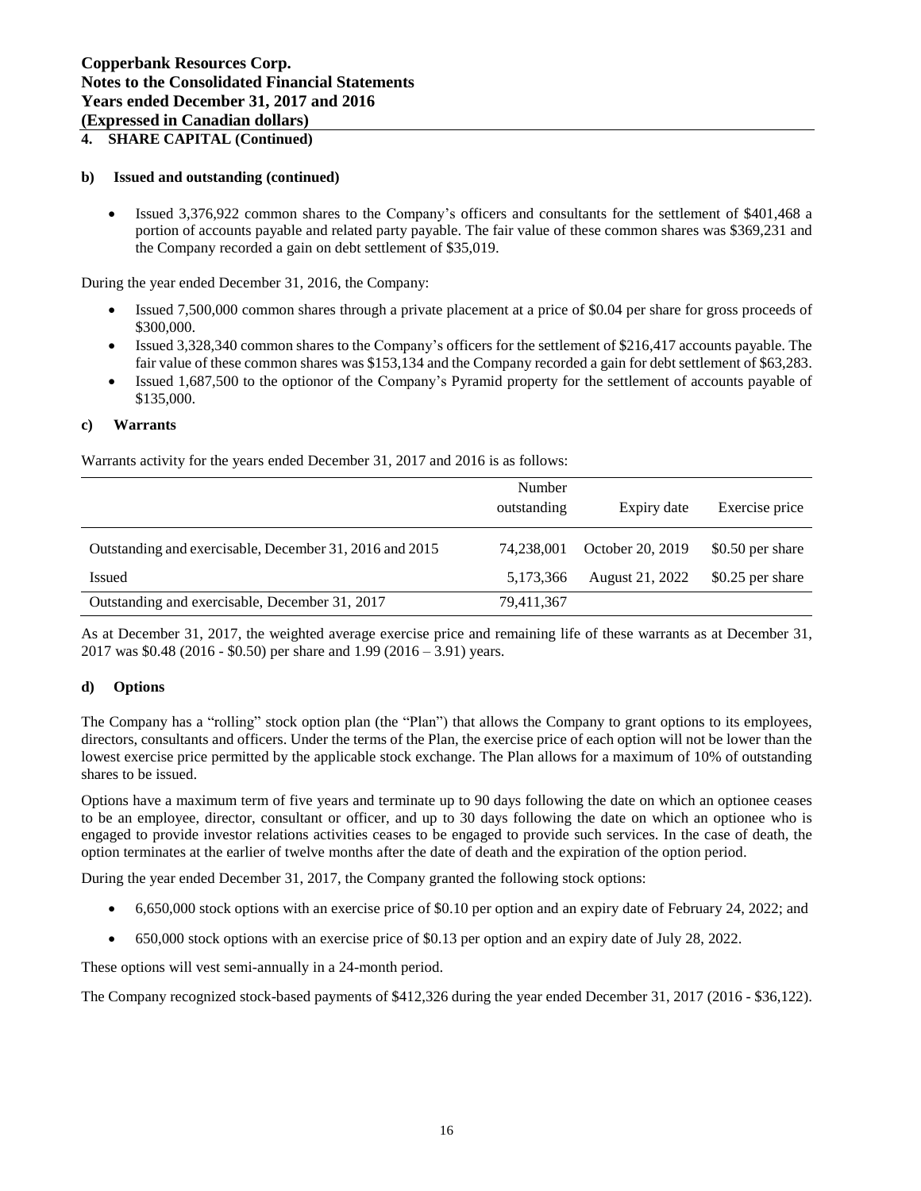**4. SHARE CAPITAL (Continued)**

**b) Issued and outstanding (continued)**

- Issued 3,376,922 common shares to the Company's officers and consultants for the settlement of $401,468 a portion of accounts payable and related party payable. The fair value of these common shares was $369,231 and the Company recorded a gain on debt settlement of $35,019.

During the year ended December 31, 2016, the Company:

- Issued 7,500,000 common shares through a private placement at a price of $0.04 per share for gross proceeds of $300,000.
- Issued 3,328,340 common shares to the Company's officers for the settlement of $216,417 accounts payable. The fair value of these common shares was $153,134 and the Company recorded a gain for debt settlement of $63,283.
- Issued 1,687,500 to the optionor of the Company's Pyramid property for the settlement of accounts payable of $135,000.

**c) Warrants**

Warrants activity for the years ended December 31, 2017 and 2016 is as follows:

| | Number outstanding | Expiry date | Exercise price |
|---|---|---|---|
| Outstanding and exercisable, December 31, 2016 and 2015 | 74,238,001 | October 20, 2019 | $0.50 per share |
| Issued | 5,173,366 | August 21, 2022 | $0.25 per share |
| Outstanding and exercisable, December 31, 2017 | 79,411,367 | | |

As at December 31, 2017, the weighted average exercise price and remaining life of these warrants as at December 31, 2017 was $0.48 (2016 - $0.50) per share and 1.99 (2016 – 3.91) years.

**d) Options**

The Company has a "rolling" stock option plan (the "Plan") that allows the Company to grant options to its employees, directors, consultants and officers. Under the terms of the Plan, the exercise price of each option will not be lower than the lowest exercise price permitted by the applicable stock exchange. The Plan allows for a maximum of 10% of outstanding shares to be issued.

Options have a maximum term of five years and terminate up to 90 days following the date on which an optionee ceases to be an employee, director, consultant or officer, and up to 30 days following the date on which an optionee who is engaged to provide investor relations activities ceases to be engaged to provide such services. In the case of death, the option terminates at the earlier of twelve months after the date of death and the expiration of the option period.

During the year ended December 31, 2017, the Company granted the following stock options:

- 6,650,000 stock options with an exercise price of $0.10 per option and an expiry date of February 24, 2022; and
- 650,000 stock options with an exercise price of $0.13 per option and an expiry date of July 28, 2022.

These options will vest semi-annually in a 24-month period.

The Company recognized stock-based payments of $412,326 during the year ended December 31, 2017 (2016 - $36,122).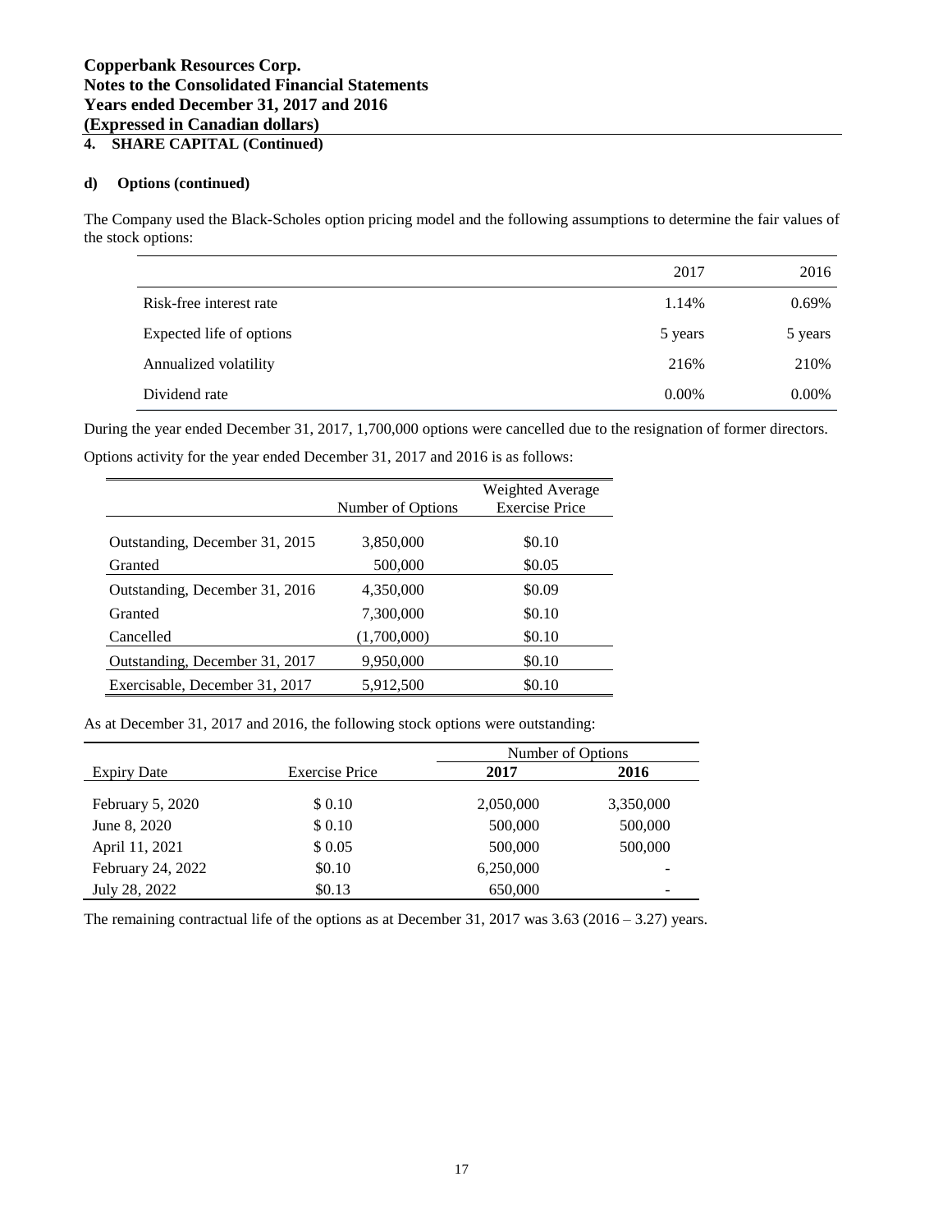**Copperbank Resources Corp.**
**Notes to the Consolidated Financial Statements**
**Years ended December 31, 2017 and 2016**
**(Expressed in Canadian dollars)**

## 4. SHARE CAPITAL (Continued)

### d) Options (continued)

The Company used the Black-Scholes option pricing model and the following assumptions to determine the fair values of the stock options:

| | 2017 | 2016 |
|---|---|---|
| Risk-free interest rate | 1.14% | 0.69% |
| Expected life of options | 5 years | 5 years |
| Annualized volatility | 216% | 210% |
| Dividend rate | 0.00% | 0.00% |

During the year ended December 31, 2017, 1,700,000 options were cancelled due to the resignation of former directors.

Options activity for the year ended December 31, 2017 and 2016 is as follows:

| | Number of Options | Weighted Average Exercise Price |
|---|---|---|
| Outstanding, December 31, 2015 | 3,850,000 | $0.10 |
| Granted | 500,000 | $0.05 |
| Outstanding, December 31, 2016 | 4,350,000 | $0.09 |
| Granted | 7,300,000 | $0.10 |
| Cancelled | (1,700,000) | $0.10 |
| Outstanding, December 31, 2017 | 9,950,000 | $0.10 |
| Exercisable, December 31, 2017 | 5,912,500 | $0.10 |

As at December 31, 2017 and 2016, the following stock options were outstanding:

| | | Number of Options | |
|---|---|---|---|
| Expiry Date | Exercise Price | **2017** | **2016** |
| February 5, 2020 | $ 0.10 | 2,050,000 | 3,350,000 |
| June 8, 2020 | $ 0.10 | 500,000 | 500,000 |
| April 11, 2021 | $ 0.05 | 500,000 | 500,000 |
| February 24, 2022 | $0.10 | 6,250,000 | - |
| July 28, 2022 | $0.13 | 650,000 | - |

The remaining contractual life of the options as at December 31, 2017 was 3.63 (2016 – 3.27) years.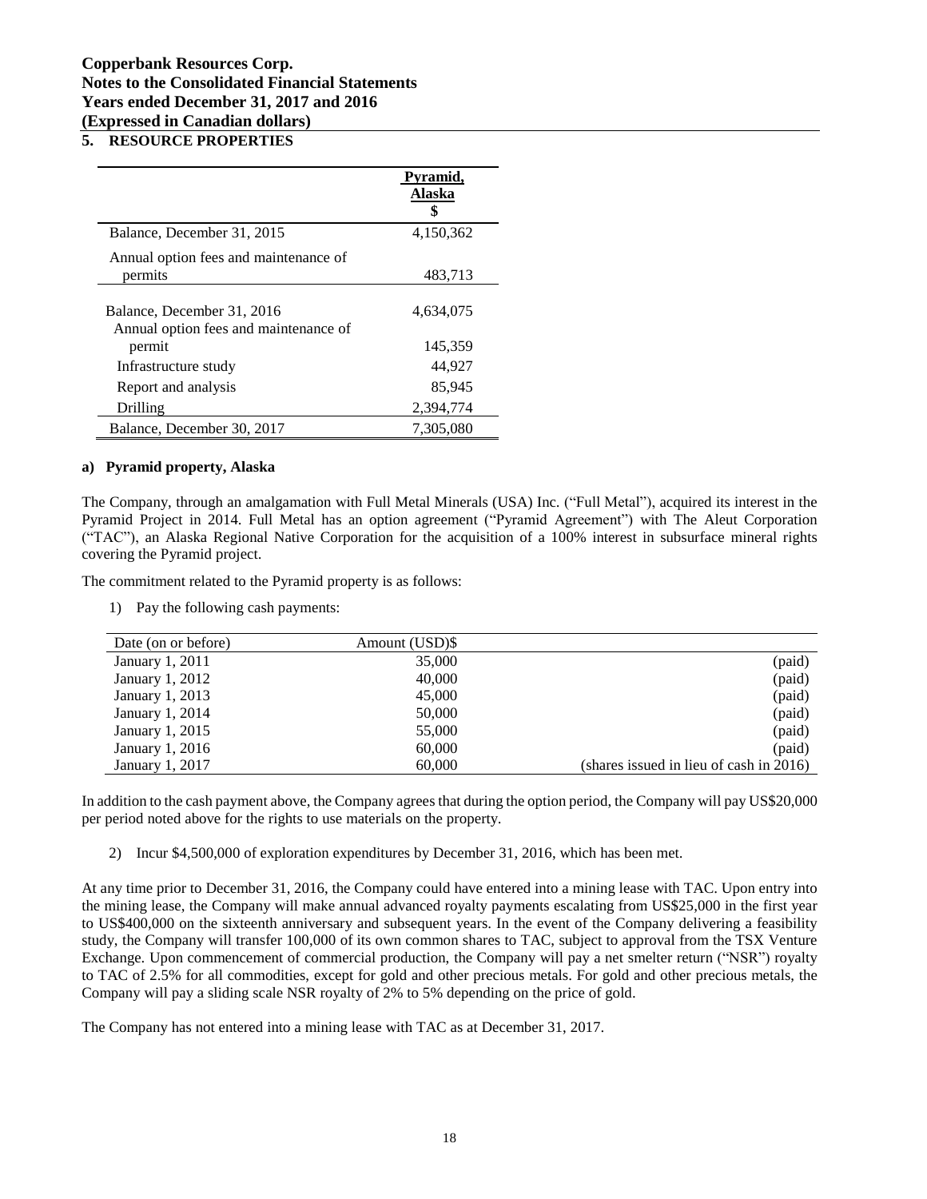**Copperbank Resources Corp.**
**Notes to the Consolidated Financial Statements**
**Years ended December 31, 2017 and 2016**
**(Expressed in Canadian dollars)**

## 5. RESOURCE PROPERTIES

| | Pyramid, Alaska $ |
|---|---|
| Balance, December 31, 2015 | 4,150,362 |
| Annual option fees and maintenance of permits | 483,713 |
| Balance, December 31, 2016 | 4,634,075 |
| Annual option fees and maintenance of permit | 145,359 |
| Infrastructure study | 44,927 |
| Report and analysis | 85,945 |
| Drilling | 2,394,774 |
| Balance, December 30, 2017 | 7,305,080 |

### a) Pyramid property, Alaska

The Company, through an amalgamation with Full Metal Minerals (USA) Inc. ("Full Metal"), acquired its interest in the Pyramid Project in 2014. Full Metal has an option agreement ("Pyramid Agreement") with The Aleut Corporation ("TAC"), an Alaska Regional Native Corporation for the acquisition of a 100% interest in subsurface mineral rights covering the Pyramid project.

The commitment related to the Pyramid property is as follows:

1) Pay the following cash payments:

| Date (on or before) | Amount (USD)$ | |
|---|---|---|
| January 1, 2011 | 35,000 | (paid) |
| January 1, 2012 | 40,000 | (paid) |
| January 1, 2013 | 45,000 | (paid) |
| January 1, 2014 | 50,000 | (paid) |
| January 1, 2015 | 55,000 | (paid) |
| January 1, 2016 | 60,000 | (paid) |
| January 1, 2017 | 60,000 | (shares issued in lieu of cash in 2016) |

In addition to the cash payment above, the Company agrees that during the option period, the Company will pay US$20,000 per period noted above for the rights to use materials on the property.

2) Incur $4,500,000 of exploration expenditures by December 31, 2016, which has been met.

At any time prior to December 31, 2016, the Company could have entered into a mining lease with TAC. Upon entry into the mining lease, the Company will make annual advanced royalty payments escalating from US$25,000 in the first year to US$400,000 on the sixteenth anniversary and subsequent years. In the event of the Company delivering a feasibility study, the Company will transfer 100,000 of its own common shares to TAC, subject to approval from the TSX Venture Exchange. Upon commencement of commercial production, the Company will pay a net smelter return ("NSR") royalty to TAC of 2.5% for all commodities, except for gold and other precious metals. For gold and other precious metals, the Company will pay a sliding scale NSR royalty of 2% to 5% depending on the price of gold.

The Company has not entered into a mining lease with TAC as at December 31, 2017.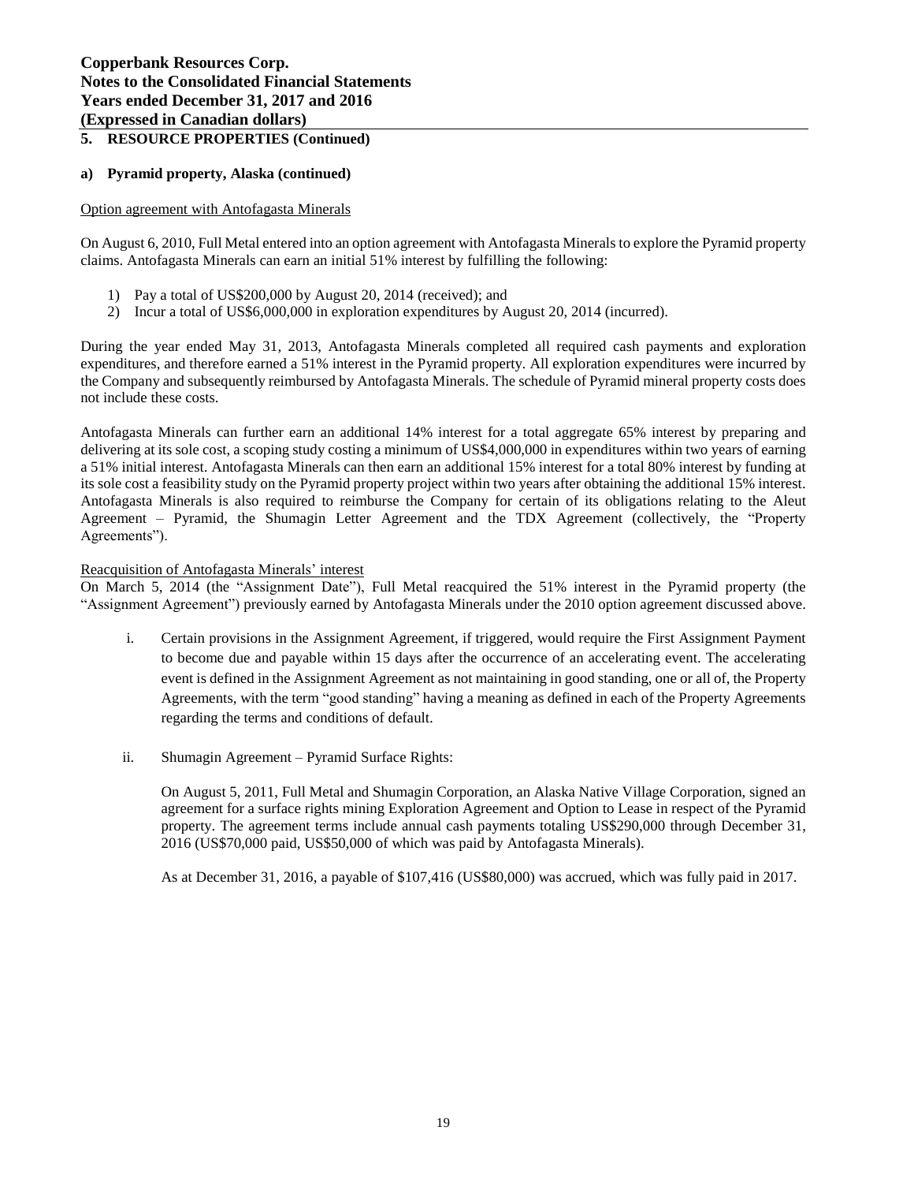## 5. RESOURCE PROPERTIES (Continued)

### a) Pyramid property, Alaska (continued)

Option agreement with Antofagasta Minerals

On August 6, 2010, Full Metal entered into an option agreement with Antofagasta Minerals to explore the Pyramid property claims. Antofagasta Minerals can earn an initial 51% interest by fulfilling the following:

1) Pay a total of US$200,000 by August 20, 2014 (received); and
2) Incur a total of US$6,000,000 in exploration expenditures by August 20, 2014 (incurred).

During the year ended May 31, 2013, Antofagasta Minerals completed all required cash payments and exploration expenditures, and therefore earned a 51% interest in the Pyramid property. All exploration expenditures were incurred by the Company and subsequently reimbursed by Antofagasta Minerals. The schedule of Pyramid mineral property costs does not include these costs.

Antofagasta Minerals can further earn an additional 14% interest for a total aggregate 65% interest by preparing and delivering at its sole cost, a scoping study costing a minimum of US$4,000,000 in expenditures within two years of earning a 51% initial interest. Antofagasta Minerals can then earn an additional 15% interest for a total 80% interest by funding at its sole cost a feasibility study on the Pyramid property project within two years after obtaining the additional 15% interest. Antofagasta Minerals is also required to reimburse the Company for certain of its obligations relating to the Aleut Agreement – Pyramid, the Shumagin Letter Agreement and the TDX Agreement (collectively, the "Property Agreements").

Reacquisition of Antofagasta Minerals' interest

On March 5, 2014 (the "Assignment Date"), Full Metal reacquired the 51% interest in the Pyramid property (the "Assignment Agreement") previously earned by Antofagasta Minerals under the 2010 option agreement discussed above.

i. Certain provisions in the Assignment Agreement, if triggered, would require the First Assignment Payment to become due and payable within 15 days after the occurrence of an accelerating event. The accelerating event is defined in the Assignment Agreement as not maintaining in good standing, one or all of, the Property Agreements, with the term "good standing" having a meaning as defined in each of the Property Agreements regarding the terms and conditions of default.

ii. Shumagin Agreement – Pyramid Surface Rights:

   On August 5, 2011, Full Metal and Shumagin Corporation, an Alaska Native Village Corporation, signed an agreement for a surface rights mining Exploration Agreement and Option to Lease in respect of the Pyramid property. The agreement terms include annual cash payments totaling US$290,000 through December 31, 2016 (US$70,000 paid, US$50,000 of which was paid by Antofagasta Minerals).

   As at December 31, 2016, a payable of $107,416 (US$80,000) was accrued, which was fully paid in 2017.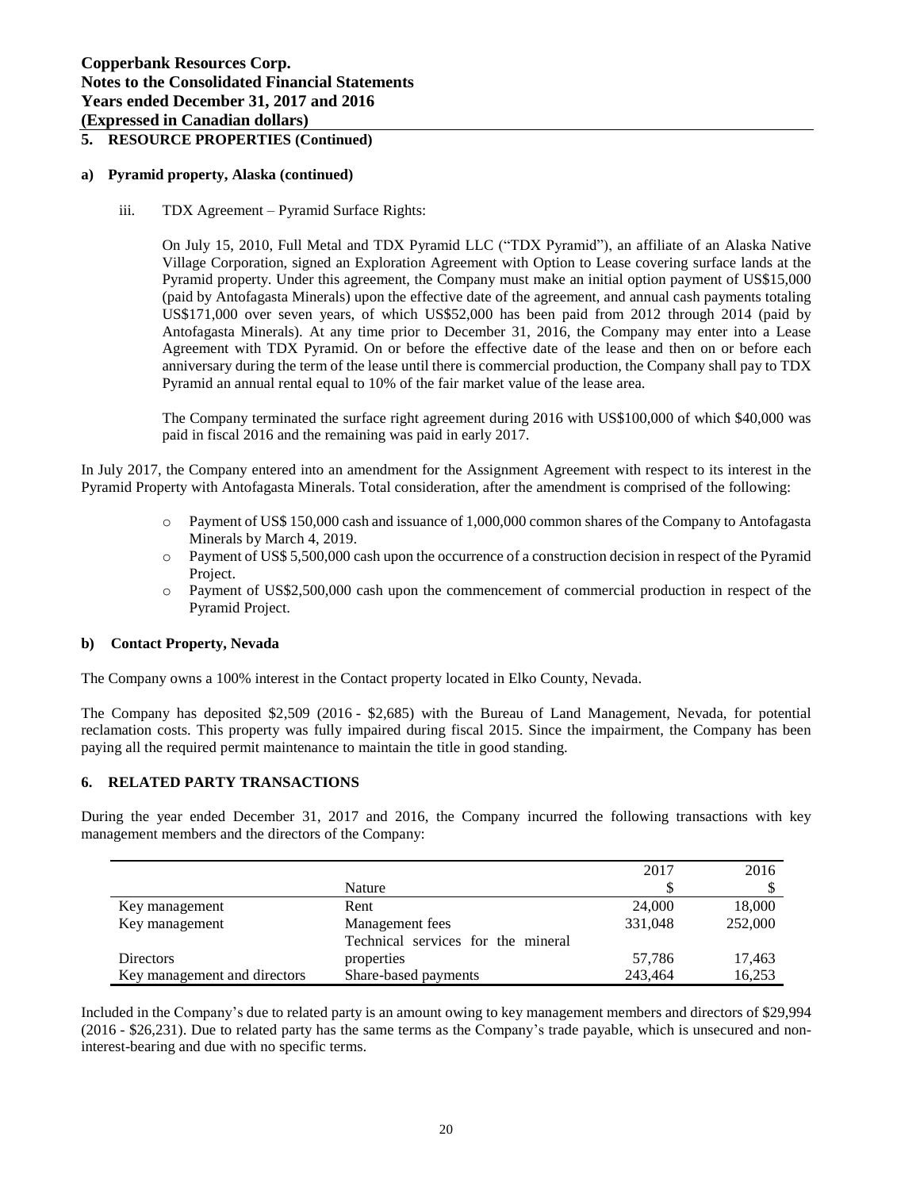## 5. RESOURCE PROPERTIES (Continued)

### a) Pyramid property, Alaska (continued)

iii. TDX Agreement – Pyramid Surface Rights:

On July 15, 2010, Full Metal and TDX Pyramid LLC ("TDX Pyramid"), an affiliate of an Alaska Native Village Corporation, signed an Exploration Agreement with Option to Lease covering surface lands at the Pyramid property. Under this agreement, the Company must make an initial option payment of US$15,000 (paid by Antofagasta Minerals) upon the effective date of the agreement, and annual cash payments totaling US$171,000 over seven years, of which US$52,000 has been paid from 2012 through 2014 (paid by Antofagasta Minerals). At any time prior to December 31, 2016, the Company may enter into a Lease Agreement with TDX Pyramid. On or before the effective date of the lease and then on or before each anniversary during the term of the lease until there is commercial production, the Company shall pay to TDX Pyramid an annual rental equal to 10% of the fair market value of the lease area.

The Company terminated the surface right agreement during 2016 with US$100,000 of which $40,000 was paid in fiscal 2016 and the remaining was paid in early 2017.

In July 2017, the Company entered into an amendment for the Assignment Agreement with respect to its interest in the Pyramid Property with Antofagasta Minerals. Total consideration, after the amendment is comprised of the following:

- Payment of US$ 150,000 cash and issuance of 1,000,000 common shares of the Company to Antofagasta Minerals by March 4, 2019.
- Payment of US$ 5,500,000 cash upon the occurrence of a construction decision in respect of the Pyramid Project.
- Payment of US$2,500,000 cash upon the commencement of commercial production in respect of the Pyramid Project.

### b) Contact Property, Nevada

The Company owns a 100% interest in the Contact property located in Elko County, Nevada.

The Company has deposited $2,509 (2016 - $2,685) with the Bureau of Land Management, Nevada, for potential reclamation costs. This property was fully impaired during fiscal 2015. Since the impairment, the Company has been paying all the required permit maintenance to maintain the title in good standing.

## 6. RELATED PARTY TRANSACTIONS

During the year ended December 31, 2017 and 2016, the Company incurred the following transactions with key management members and the directors of the Company:

| | Nature | 2017<br>$ | 2016<br>$ |
|---|---|---|---|
| Key management | Rent | 24,000 | 18,000 |
| Key management | Management fees | 331,048 | 252,000 |
| Directors | Technical services for the mineral properties | 57,786 | 17,463 |
| Key management and directors | Share-based payments | 243,464 | 16,253 |

Included in the Company's due to related party is an amount owing to key management members and directors of $29,994 (2016 - $26,231). Due to related party has the same terms as the Company's trade payable, which is unsecured and non-interest-bearing and due with no specific terms.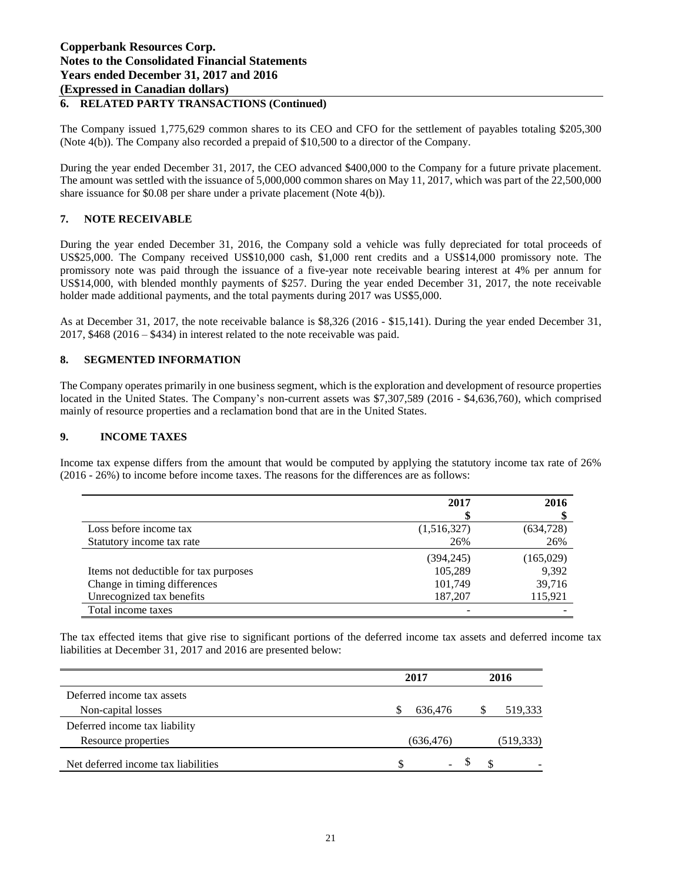**Copperbank Resources Corp.**
**Notes to the Consolidated Financial Statements**
**Years ended December 31, 2017 and 2016**
**(Expressed in Canadian dollars)**

## 6. RELATED PARTY TRANSACTIONS (Continued)

The Company issued 1,775,629 common shares to its CEO and CFO for the settlement of payables totaling $205,300 (Note 4(b)). The Company also recorded a prepaid of $10,500 to a director of the Company.

During the year ended December 31, 2017, the CEO advanced $400,000 to the Company for a future private placement. The amount was settled with the issuance of 5,000,000 common shares on May 11, 2017, which was part of the 22,500,000 share issuance for $0.08 per share under a private placement (Note 4(b)).

## 7. NOTE RECEIVABLE

During the year ended December 31, 2016, the Company sold a vehicle was fully depreciated for total proceeds of US$25,000. The Company received US$10,000 cash, $1,000 rent credits and a US$14,000 promissory note. The promissory note was paid through the issuance of a five-year note receivable bearing interest at 4% per annum for US$14,000, with blended monthly payments of $257. During the year ended December 31, 2017, the note receivable holder made additional payments, and the total payments during 2017 was US$5,000.

As at December 31, 2017, the note receivable balance is $8,326 (2016 - $15,141). During the year ended December 31, 2017, $468 (2016 – $434) in interest related to the note receivable was paid.

## 8. SEGMENTED INFORMATION

The Company operates primarily in one business segment, which is the exploration and development of resource properties located in the United States. The Company's non-current assets was $7,307,589 (2016 - $4,636,760), which comprised mainly of resource properties and a reclamation bond that are in the United States.

## 9. INCOME TAXES

Income tax expense differs from the amount that would be computed by applying the statutory income tax rate of 26% (2016 - 26%) to income before income taxes. The reasons for the differences are as follows:

| | 2017 $ | 2016 $ |
|---|---|---|
| Loss before income tax | (1,516,327) | (634,728) |
| Statutory income tax rate | 26% | 26% |
| | (394,245) | (165,029) |
| Items not deductible for tax purposes | 105,289 | 9,392 |
| Change in timing differences | 101,749 | 39,716 |
| Unrecognized tax benefits | 187,207 | 115,921 |
| Total income taxes | - | - |

The tax effected items that give rise to significant portions of the deferred income tax assets and deferred income tax liabilities at December 31, 2017 and 2016 are presented below:

| | 2017 | 2016 |
|---|---|---|
| Deferred income tax assets | | |
| Non-capital losses | $ 636,476 | $ 519,333 |
| Deferred income tax liability | | |
| Resource properties | (636,476) | (519,333) |
| Net deferred income tax liabilities | $ - | $ - |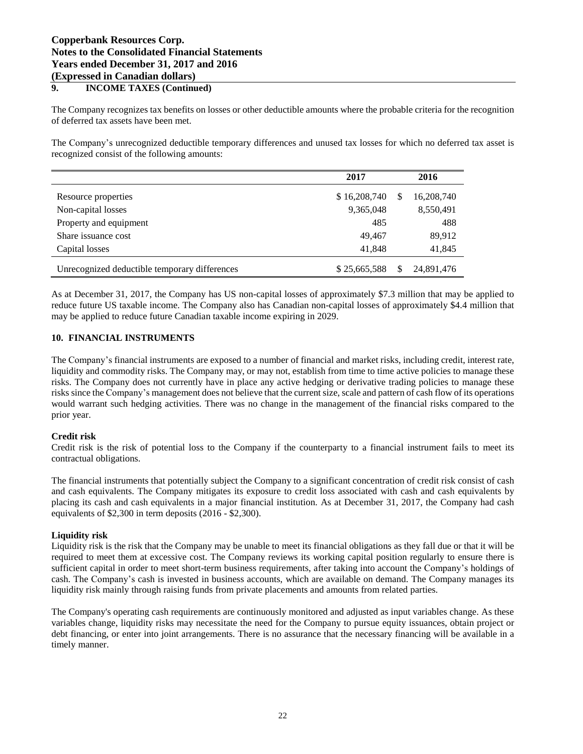## 9. INCOME TAXES (Continued)

The Company recognizes tax benefits on losses or other deductible amounts where the probable criteria for the recognition of deferred tax assets have been met.

The Company's unrecognized deductible temporary differences and unused tax losses for which no deferred tax asset is recognized consist of the following amounts:

| | 2017 | 2016 |
|---|---|---|
| Resource properties | $ 16,208,740 | $ 16,208,740 |
| Non-capital losses | 9,365,048 | 8,550,491 |
| Property and equipment | 485 | 488 |
| Share issuance cost | 49,467 | 89,912 |
| Capital losses | 41,848 | 41,845 |
| Unrecognized deductible temporary differences | $ 25,665,588 | $ 24,891,476 |

As at December 31, 2017, the Company has US non-capital losses of approximately $7.3 million that may be applied to reduce future US taxable income. The Company also has Canadian non-capital losses of approximately $4.4 million that may be applied to reduce future Canadian taxable income expiring in 2029.

## 10. FINANCIAL INSTRUMENTS

The Company's financial instruments are exposed to a number of financial and market risks, including credit, interest rate, liquidity and commodity risks. The Company may, or may not, establish from time to time active policies to manage these risks. The Company does not currently have in place any active hedging or derivative trading policies to manage these risks since the Company's management does not believe that the current size, scale and pattern of cash flow of its operations would warrant such hedging activities. There was no change in the management of the financial risks compared to the prior year.

**Credit risk**

Credit risk is the risk of potential loss to the Company if the counterparty to a financial instrument fails to meet its contractual obligations.

The financial instruments that potentially subject the Company to a significant concentration of credit risk consist of cash and cash equivalents. The Company mitigates its exposure to credit loss associated with cash and cash equivalents by placing its cash and cash equivalents in a major financial institution. As at December 31, 2017, the Company had cash equivalents of $2,300 in term deposits (2016 - $2,300).

**Liquidity risk**

Liquidity risk is the risk that the Company may be unable to meet its financial obligations as they fall due or that it will be required to meet them at excessive cost. The Company reviews its working capital position regularly to ensure there is sufficient capital in order to meet short-term business requirements, after taking into account the Company's holdings of cash. The Company's cash is invested in business accounts, which are available on demand. The Company manages its liquidity risk mainly through raising funds from private placements and amounts from related parties.

The Company's operating cash requirements are continuously monitored and adjusted as input variables change. As these variables change, liquidity risks may necessitate the need for the Company to pursue equity issuances, obtain project or debt financing, or enter into joint arrangements. There is no assurance that the necessary financing will be available in a timely manner.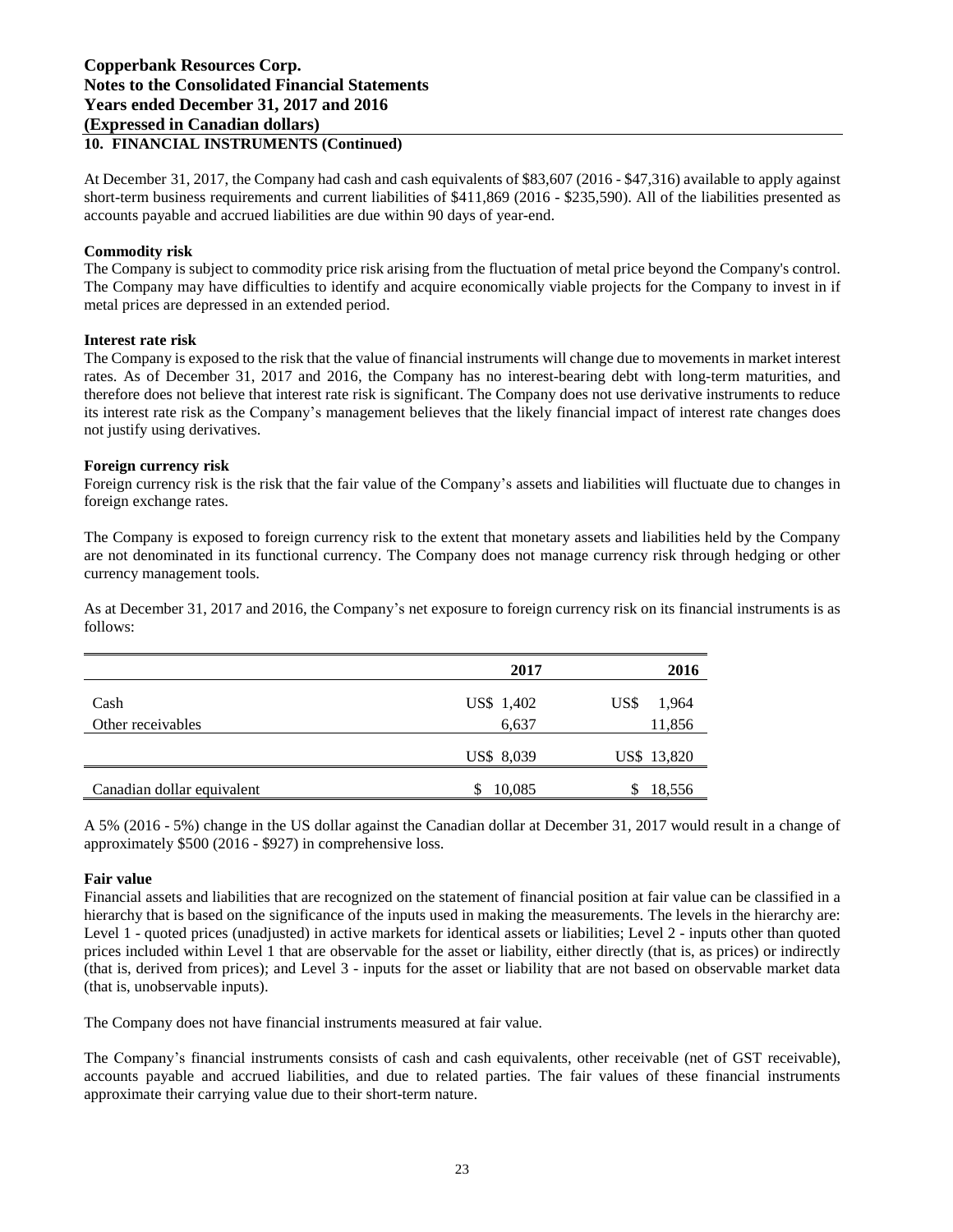**10. FINANCIAL INSTRUMENTS (Continued)**

At December 31, 2017, the Company had cash and cash equivalents of $83,607 (2016 - $47,316) available to apply against short-term business requirements and current liabilities of $411,869 (2016 - $235,590). All of the liabilities presented as accounts payable and accrued liabilities are due within 90 days of year-end.

**Commodity risk**

The Company is subject to commodity price risk arising from the fluctuation of metal price beyond the Company's control. The Company may have difficulties to identify and acquire economically viable projects for the Company to invest in if metal prices are depressed in an extended period.

**Interest rate risk**

The Company is exposed to the risk that the value of financial instruments will change due to movements in market interest rates. As of December 31, 2017 and 2016, the Company has no interest-bearing debt with long-term maturities, and therefore does not believe that interest rate risk is significant. The Company does not use derivative instruments to reduce its interest rate risk as the Company's management believes that the likely financial impact of interest rate changes does not justify using derivatives.

**Foreign currency risk**

Foreign currency risk is the risk that the fair value of the Company's assets and liabilities will fluctuate due to changes in foreign exchange rates.

The Company is exposed to foreign currency risk to the extent that monetary assets and liabilities held by the Company are not denominated in its functional currency. The Company does not manage currency risk through hedging or other currency management tools.

As at December 31, 2017 and 2016, the Company's net exposure to foreign currency risk on its financial instruments is as follows:

| | 2017 | 2016 |
|---|---|---|
| Cash | US$ 1,402 | US$ 1,964 |
| Other receivables | 6,637 | 11,856 |
| | US$ 8,039 | US$ 13,820 |
| Canadian dollar equivalent | $ 10,085 | $ 18,556 |

A 5% (2016 - 5%) change in the US dollar against the Canadian dollar at December 31, 2017 would result in a change of approximately $500 (2016 - $927) in comprehensive loss.

**Fair value**

Financial assets and liabilities that are recognized on the statement of financial position at fair value can be classified in a hierarchy that is based on the significance of the inputs used in making the measurements. The levels in the hierarchy are: Level 1 - quoted prices (unadjusted) in active markets for identical assets or liabilities; Level 2 - inputs other than quoted prices included within Level 1 that are observable for the asset or liability, either directly (that is, as prices) or indirectly (that is, derived from prices); and Level 3 - inputs for the asset or liability that are not based on observable market data (that is, unobservable inputs).

The Company does not have financial instruments measured at fair value.

The Company's financial instruments consists of cash and cash equivalents, other receivable (net of GST receivable), accounts payable and accrued liabilities, and due to related parties. The fair values of these financial instruments approximate their carrying value due to their short-term nature.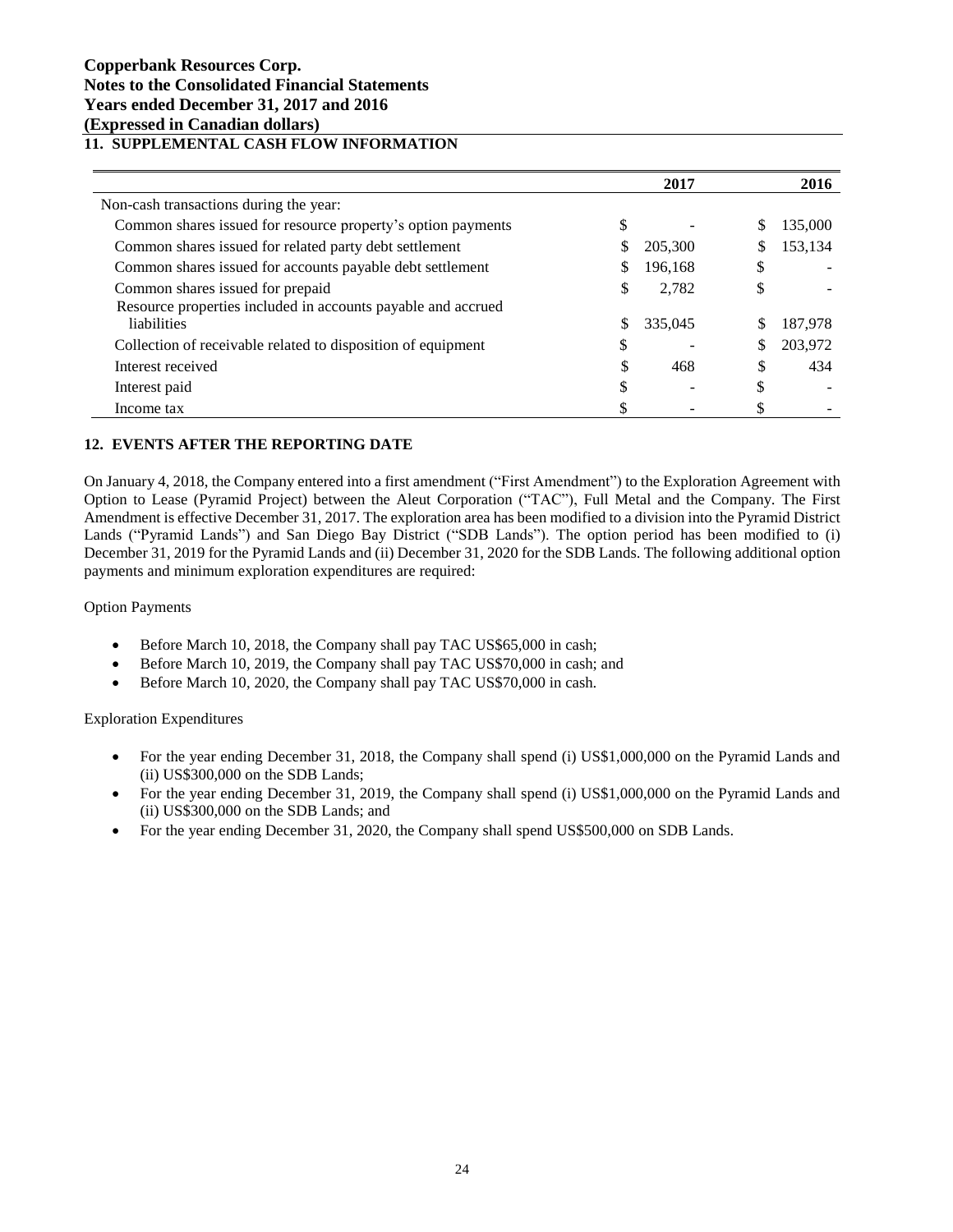## 11. SUPPLEMENTAL CASH FLOW INFORMATION

| | 2017 | 2016 |
|---|---|---|
| Non-cash transactions during the year: | | |
| Common shares issued for resource property's option payments | $ - | $ 135,000 |
| Common shares issued for related party debt settlement | $ 205,300 | $ 153,134 |
| Common shares issued for accounts payable debt settlement | $ 196,168 | $ - |
| Common shares issued for prepaid | $ 2,782 | $ - |
| Resource properties included in accounts payable and accrued liabilities | $ 335,045 | $ 187,978 |
| Collection of receivable related to disposition of equipment | $ - | $ 203,972 |
| Interest received | $ 468 | $ 434 |
| Interest paid | $ - | $ - |
| Income tax | $ - | $ - |

## 12. EVENTS AFTER THE REPORTING DATE

On January 4, 2018, the Company entered into a first amendment ("First Amendment") to the Exploration Agreement with Option to Lease (Pyramid Project) between the Aleut Corporation ("TAC"), Full Metal and the Company. The First Amendment is effective December 31, 2017. The exploration area has been modified to a division into the Pyramid District Lands ("Pyramid Lands") and San Diego Bay District ("SDB Lands"). The option period has been modified to (i) December 31, 2019 for the Pyramid Lands and (ii) December 31, 2020 for the SDB Lands. The following additional option payments and minimum exploration expenditures are required:

Option Payments

- Before March 10, 2018, the Company shall pay TAC US$65,000 in cash;
- Before March 10, 2019, the Company shall pay TAC US$70,000 in cash; and
- Before March 10, 2020, the Company shall pay TAC US$70,000 in cash.

Exploration Expenditures

- For the year ending December 31, 2018, the Company shall spend (i) US$1,000,000 on the Pyramid Lands and (ii) US$300,000 on the SDB Lands;
- For the year ending December 31, 2019, the Company shall spend (i) US$1,000,000 on the Pyramid Lands and (ii) US$300,000 on the SDB Lands; and
- For the year ending December 31, 2020, the Company shall spend US$500,000 on SDB Lands.